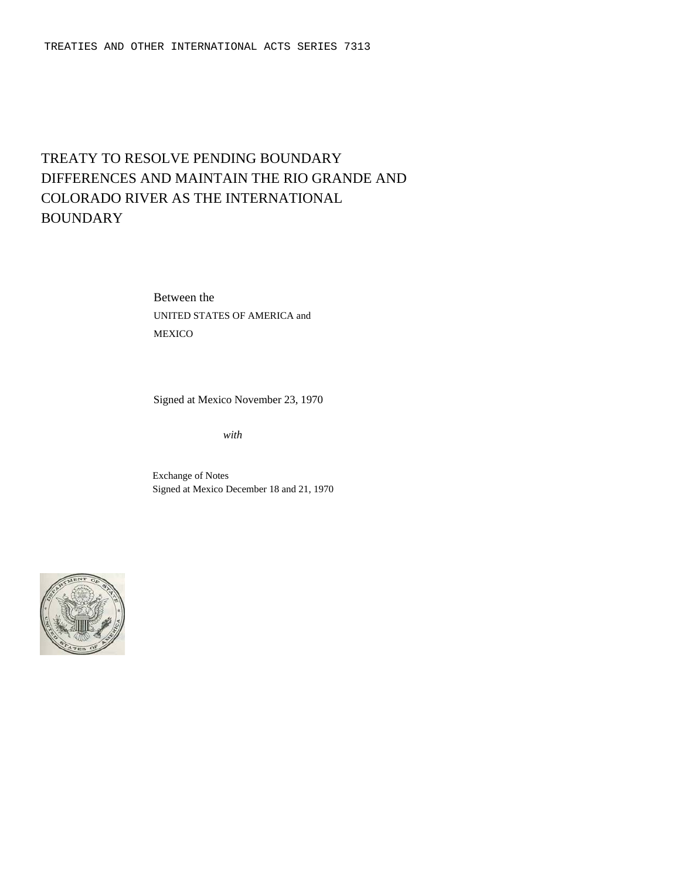TREATIES AND OTHER INTERNATIONAL ACTS SERIES 7313

# TREATY TO RESOLVE PENDING BOUNDARY DIFFERENCES AND MAINTAIN THE RIO GRANDE AND COLORADO RIVER AS THE INTERNATIONAL BOUNDARY

Between the
UNITED STATES OF AMERICA and
MEXICO

Signed at Mexico November 23, 1970

*with*

Exchange of Notes
Signed at Mexico December 18 and 21, 1970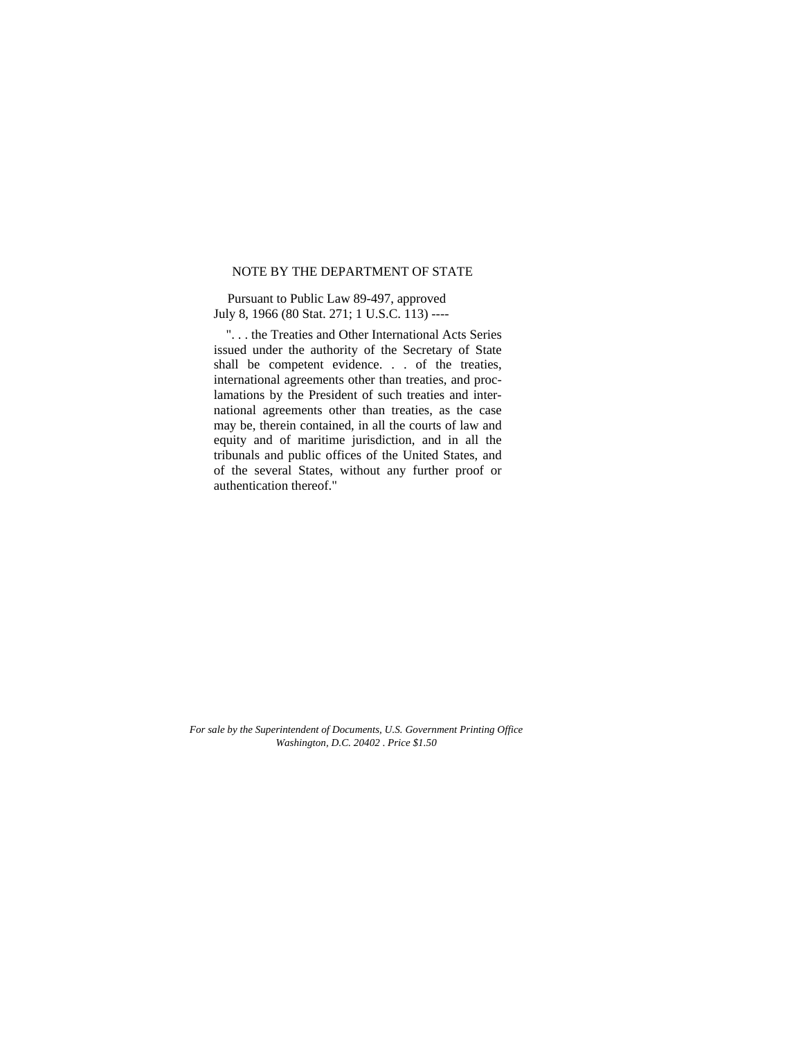## NOTE BY THE DEPARTMENT OF STATE

Pursuant to Public Law 89-497, approved July 8, 1966 (80 Stat. 271; 1 U.S.C. 113) ----

". . . the Treaties and Other International Acts Series issued under the authority of the Secretary of State shall be competent evidence. . . of the treaties, international agreements other than treaties, and proclamations by the President of such treaties and international agreements other than treaties, as the case may be, therein contained, in all the courts of law and equity and of maritime jurisdiction, and in all the tribunals and public offices of the United States, and of the several States, without any further proof or authentication thereof."

*For sale by the Superintendent of Documents, U.S. Government Printing Office Washington, D.C. 20402 . Price $1.50*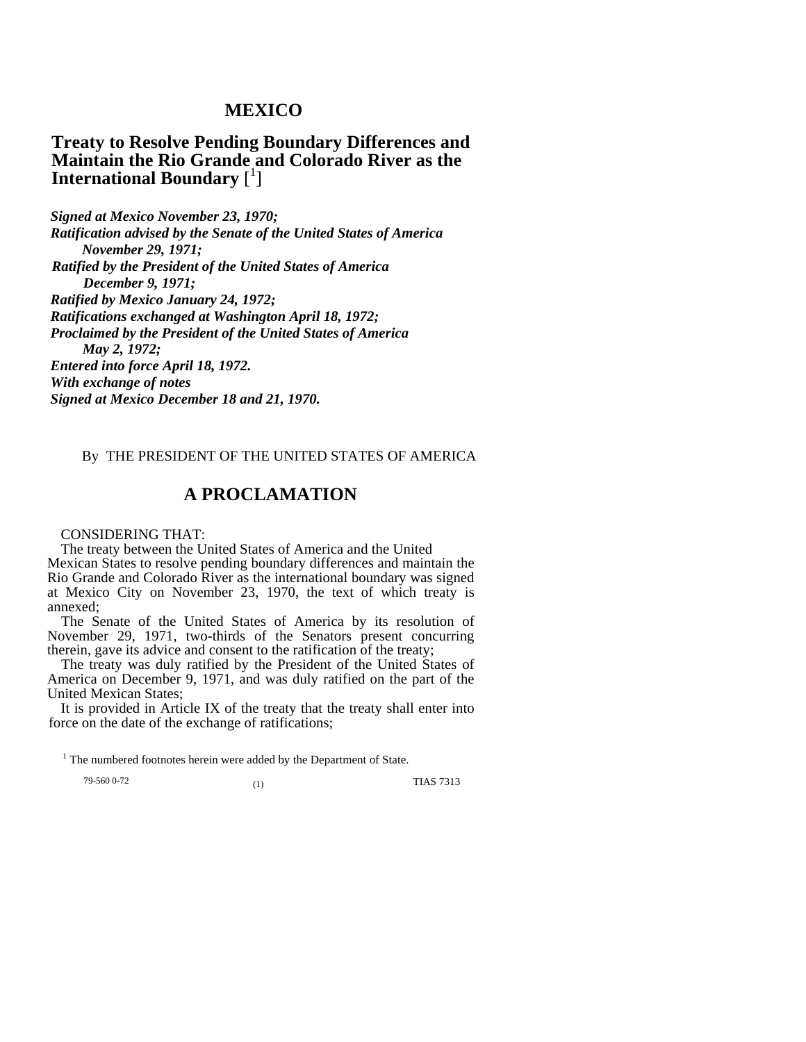# MEXICO

## Treaty to Resolve Pending Boundary Differences and Maintain the Rio Grande and Colorado River as the International Boundary [1]

***Signed at Mexico November 23, 1970;***
***Ratification advised by the Senate of the United States of America November 29, 1971;***
***Ratified by the President of the United States of America December 9, 1971;***
***Ratified by Mexico January 24, 1972;***
***Ratifications exchanged at Washington April 18, 1972;***
***Proclaimed by the President of the United States of America May 2, 1972;***
***Entered into force April 18, 1972.***
***With exchange of notes***
***Signed at Mexico December 18 and 21, 1970.***

By THE PRESIDENT OF THE UNITED STATES OF AMERICA

## A PROCLAMATION

CONSIDERING THAT:

The treaty between the United States of America and the United Mexican States to resolve pending boundary differences and maintain the Rio Grande and Colorado River as the international boundary was signed at Mexico City on November 23, 1970, the text of which treaty is annexed;

The Senate of the United States of America by its resolution of November 29, 1971, two-thirds of the Senators present concurring therein, gave its advice and consent to the ratification of the treaty;

The treaty was duly ratified by the President of the United States of America on December 9, 1971, and was duly ratified on the part of the United Mexican States;

It is provided in Article IX of the treaty that the treaty shall enter into force on the date of the exchange of ratifications;

[1] The numbered footnotes herein were added by the Department of State.

79-560 0-72 TIAS 7313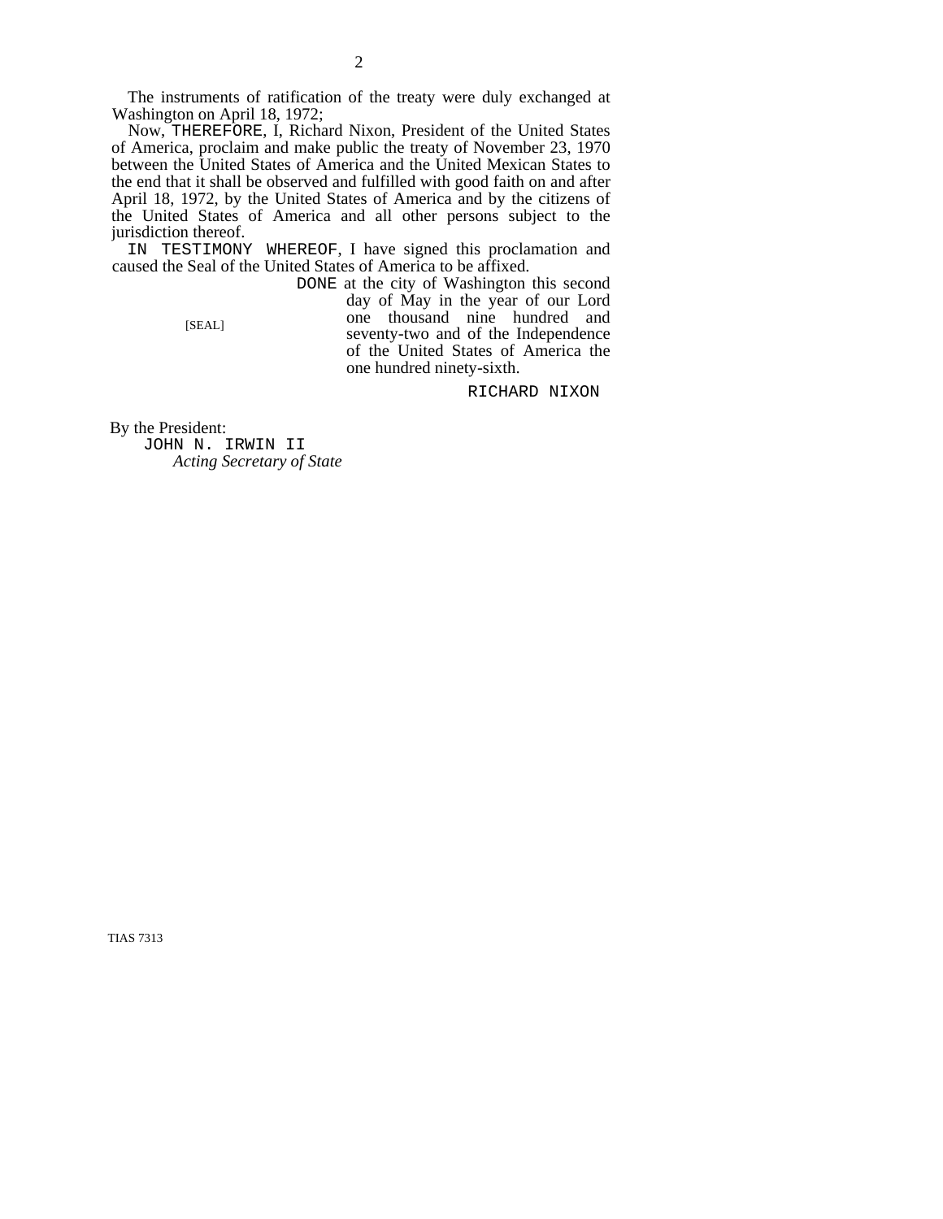The instruments of ratification of the treaty were duly exchanged at Washington on April 18, 1972;

Now, THEREFORE, I, Richard Nixon, President of the United States of America, proclaim and make public the treaty of November 23, 1970 between the United States of America and the United Mexican States to the end that it shall be observed and fulfilled with good faith on and after April 18, 1972, by the United States of America and by the citizens of the United States of America and all other persons subject to the jurisdiction thereof.

IN TESTIMONY WHEREOF, I have signed this proclamation and caused the Seal of the United States of America to be affixed.

[SEAL]

DONE at the city of Washington this second day of May in the year of our Lord one thousand nine hundred and seventy-two and of the Independence of the United States of America the one hundred ninety-sixth.

RICHARD NIXON

By the President:
JOHN N. IRWIN II
*Acting Secretary of State*

TIAS 7313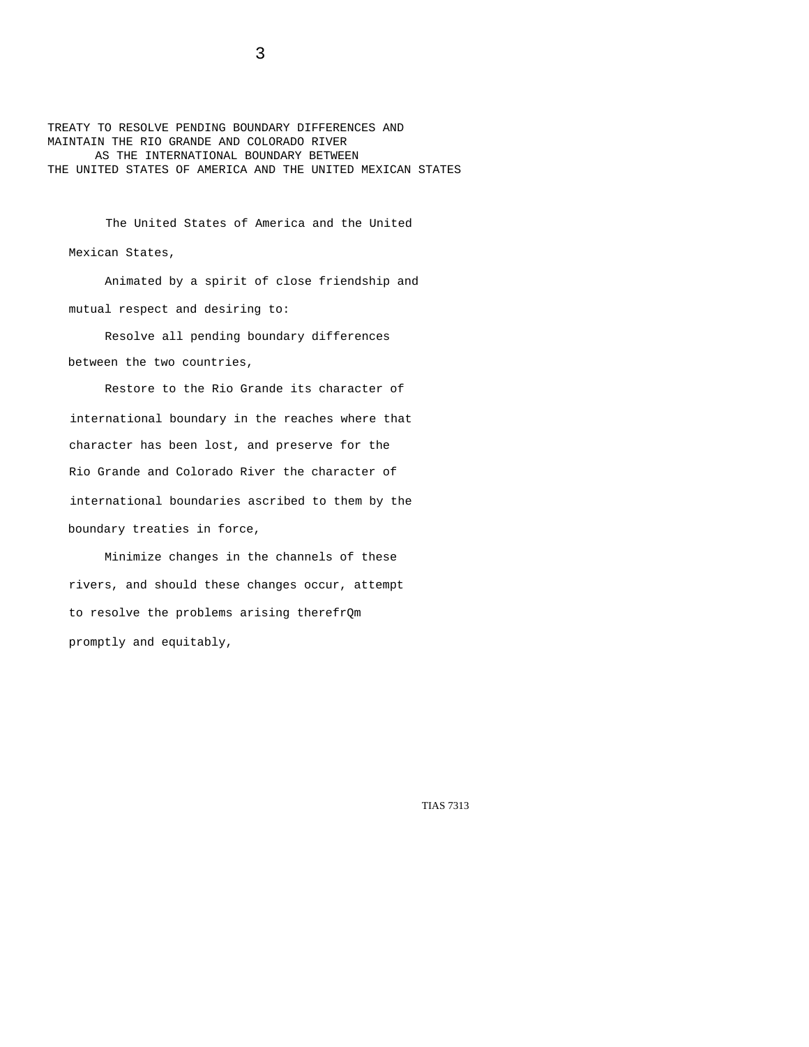# TREATY TO RESOLVE PENDING BOUNDARY DIFFERENCES AND MAINTAIN THE RIO GRANDE AND COLORADO RIVER AS THE INTERNATIONAL BOUNDARY BETWEEN THE UNITED STATES OF AMERICA AND THE UNITED MEXICAN STATES

The United States of America and the United Mexican States,

Animated by a spirit of close friendship and mutual respect and desiring to:

Resolve all pending boundary differences between the two countries,

Restore to the Rio Grande its character of international boundary in the reaches where that character has been lost, and preserve for the Rio Grande and Colorado River the character of international boundaries ascribed to them by the boundary treaties in force,

Minimize changes in the channels of these rivers, and should these changes occur, attempt to resolve the problems arising therefrQm promptly and equitably,

TIAS 7313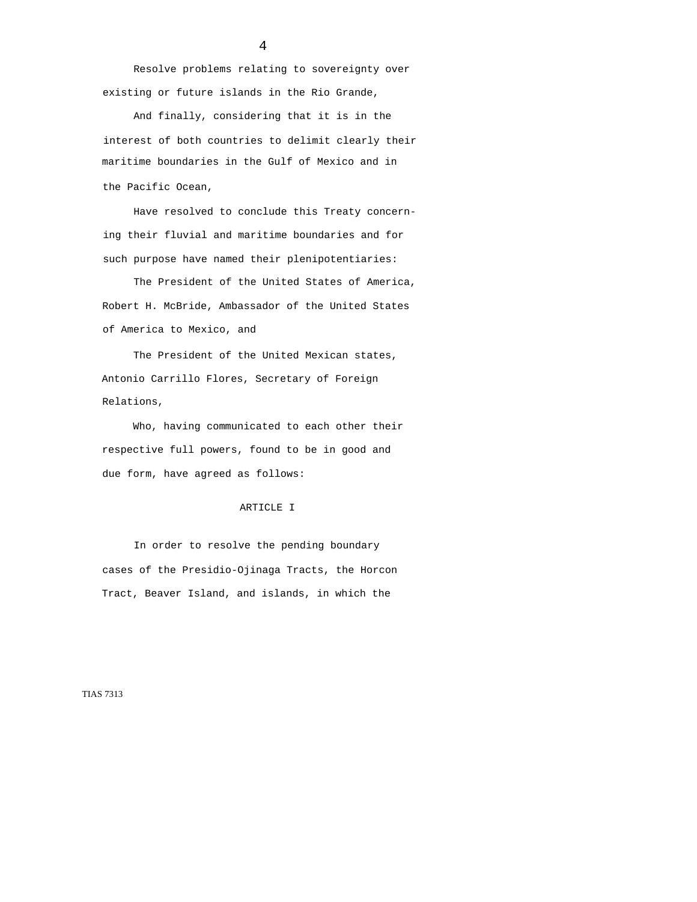Resolve problems relating to sovereignty over existing or future islands in the Rio Grande,

And finally, considering that it is in the interest of both countries to delimit clearly their maritime boundaries in the Gulf of Mexico and in the Pacific Ocean,

Have resolved to conclude this Treaty concerning their fluvial and maritime boundaries and for such purpose have named their plenipotentiaries:

The President of the United States of America, Robert H. McBride, Ambassador of the United States of America to Mexico, and

The President of the United Mexican states, Antonio Carrillo Flores, Secretary of Foreign Relations,

Who, having communicated to each other their respective full powers, found to be in good and due form, have agreed as follows:

## ARTICLE I

In order to resolve the pending boundary cases of the Presidio-Ojinaga Tracts, the Horcon Tract, Beaver Island, and islands, in which the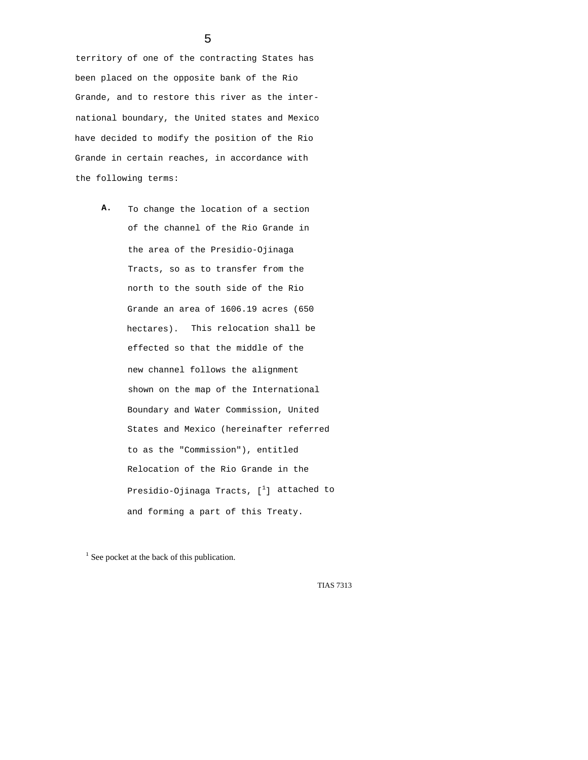territory of one of the contracting States has been placed on the opposite bank of the Rio Grande, and to restore this river as the international boundary, the United states and Mexico have decided to modify the position of the Rio Grande in certain reaches, in accordance with the following terms:

**A.** To change the location of a section of the channel of the Rio Grande in the area of the Presidio-Ojinaga Tracts, so as to transfer from the north to the south side of the Rio Grande an area of 1606.19 acres (650 hectares). This relocation shall be effected so that the middle of the new channel follows the alignment shown on the map of the International Boundary and Water Commission, United States and Mexico (hereinafter referred to as the "Commission"), entitled Relocation of the Rio Grande in the Presidio-Ojinaga Tracts, [[1]] attached to and forming a part of this Treaty.

[1] See pocket at the back of this publication.

TIAS 7313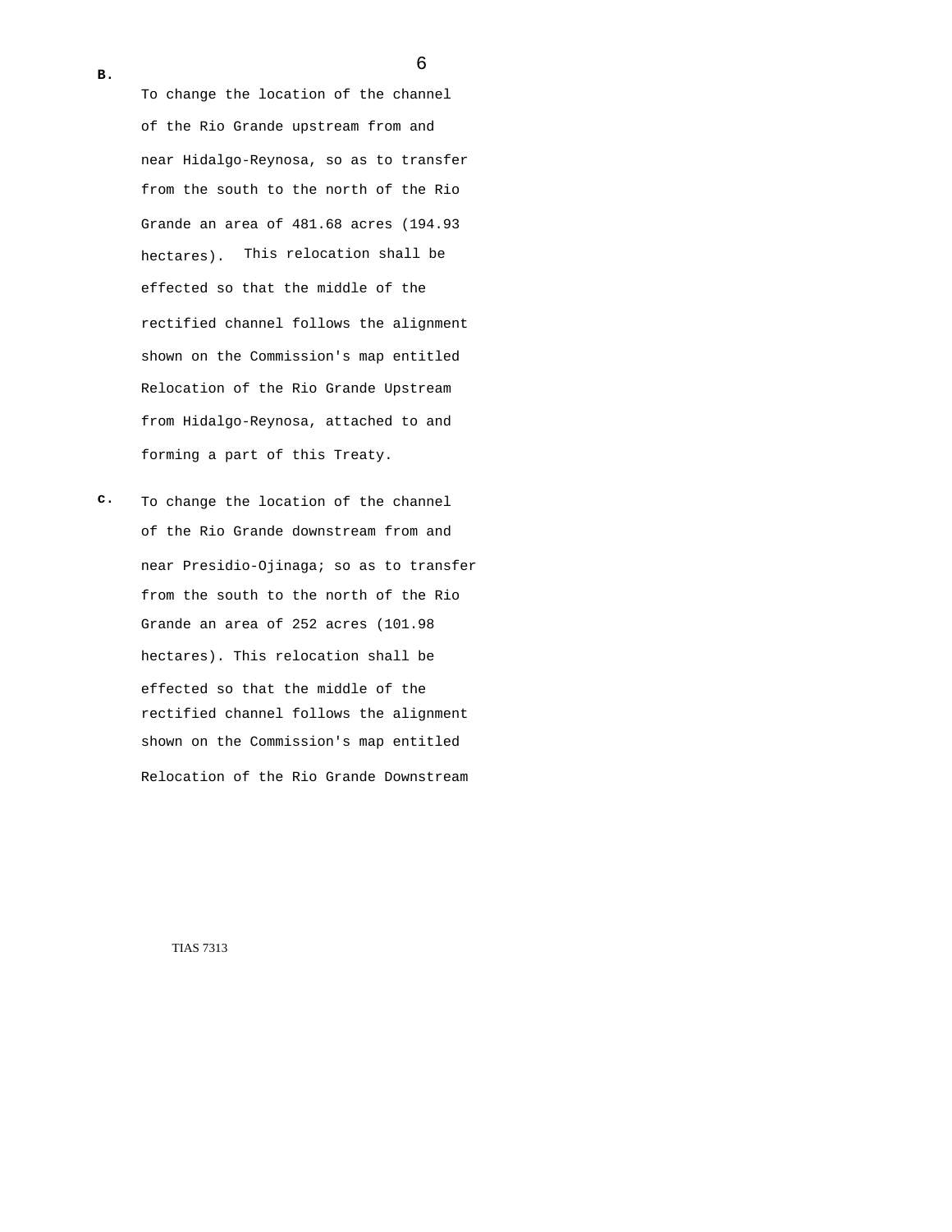B. To change the location of the channel of the Rio Grande upstream from and near Hidalgo-Reynosa, so as to transfer from the south to the north of the Rio Grande an area of 481.68 acres (194.93 hectares). This relocation shall be effected so that the middle of the rectified channel follows the alignment shown on the Commission's map entitled Relocation of the Rio Grande Upstream from Hidalgo-Reynosa, attached to and forming a part of this Treaty.

C. To change the location of the channel of the Rio Grande downstream from and near Presidio-Ojinaga; so as to transfer from the south to the north of the Rio Grande an area of 252 acres (101.98 hectares). This relocation shall be effected so that the middle of the rectified channel follows the alignment shown on the Commission's map entitled Relocation of the Rio Grande Downstream

TIAS 7313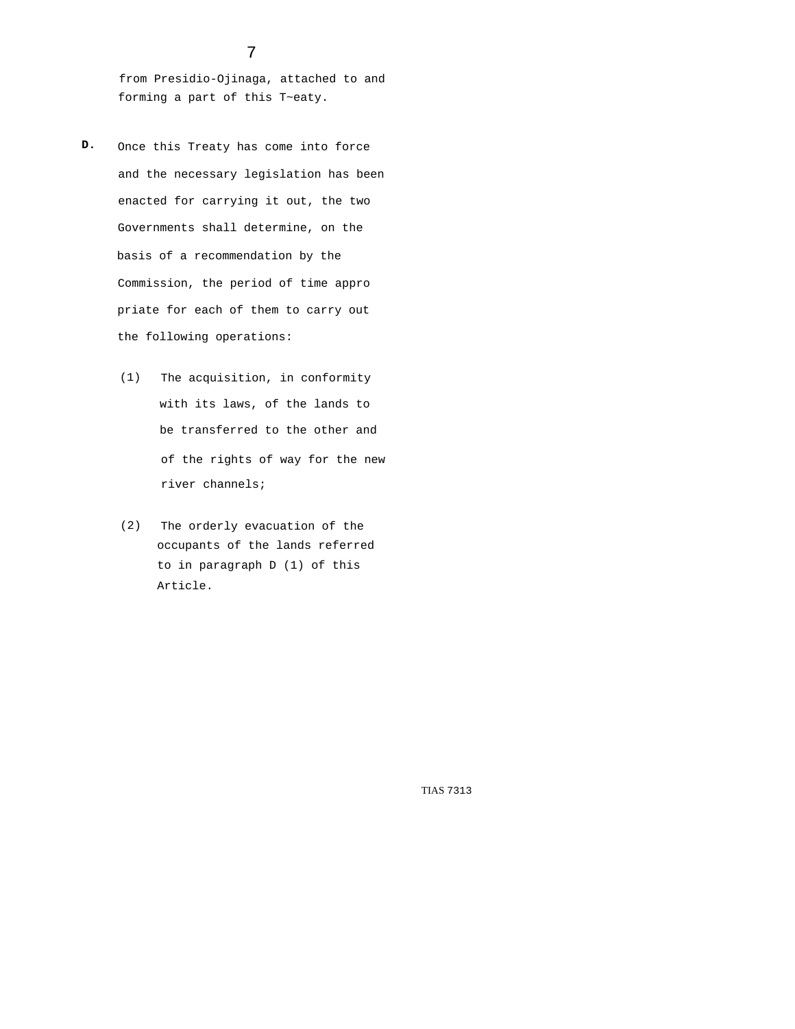from Presidio-Ojinaga, attached to and forming a part of this T~eaty.

**D.** Once this Treaty has come into force and the necessary legislation has been enacted for carrying it out, the two Governments shall determine, on the basis of a recommendation by the Commission, the period of time appro priate for each of them to carry out the following operations:

(1) The acquisition, in conformity with its laws, of the lands to be transferred to the other and of the rights of way for the new river channels;

(2) The orderly evacuation of the occupants of the lands referred to in paragraph D (1) of this Article.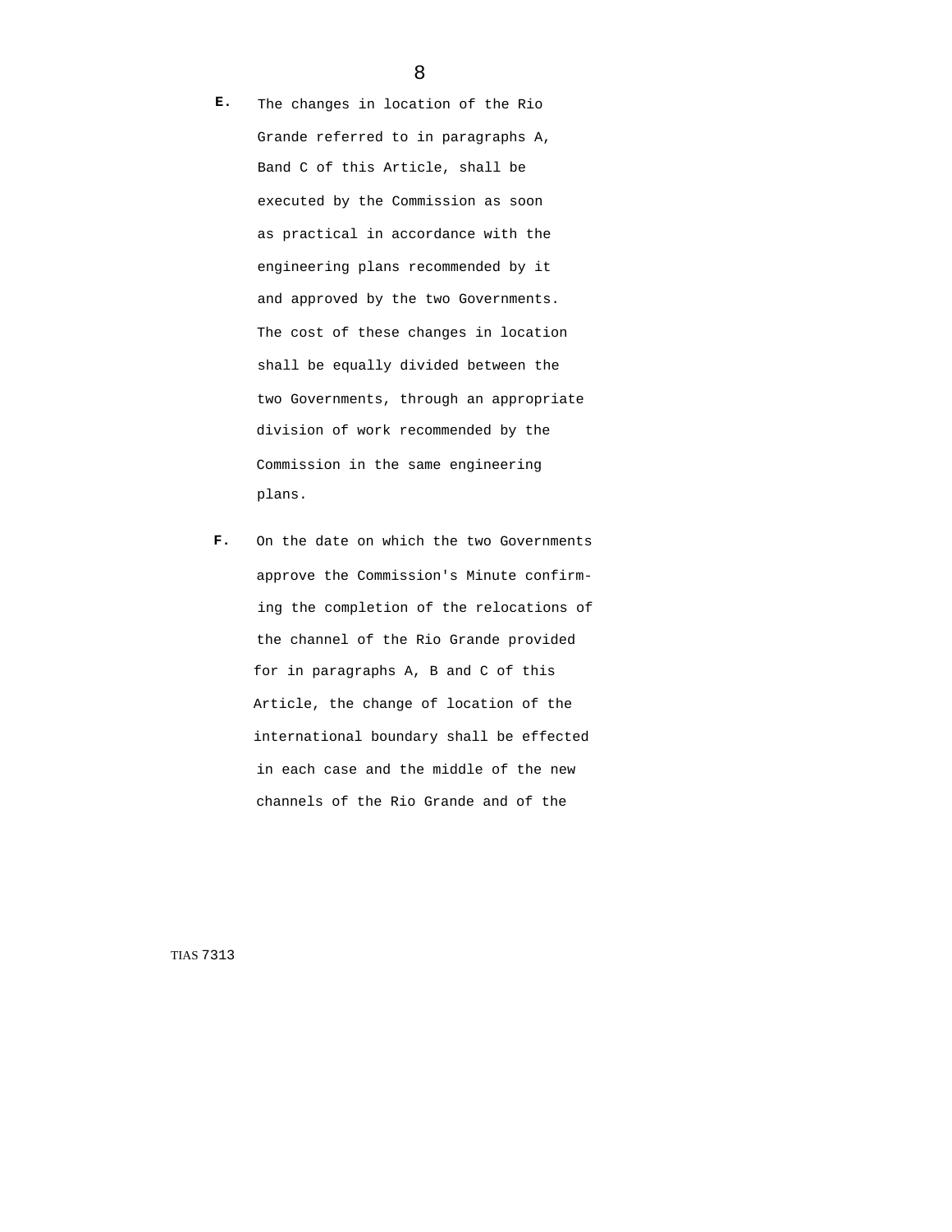**E.** The changes in location of the Rio Grande referred to in paragraphs A, Band C of this Article, shall be executed by the Commission as soon as practical in accordance with the engineering plans recommended by it and approved by the two Governments. The cost of these changes in location shall be equally divided between the two Governments, through an appropriate division of work recommended by the Commission in the same engineering plans.

**F.** On the date on which the two Governments approve the Commission's Minute confirming the completion of the relocations of the channel of the Rio Grande provided for in paragraphs A, B and C of this Article, the change of location of the international boundary shall be effected in each case and the middle of the new channels of the Rio Grande and of the

TIAS 7313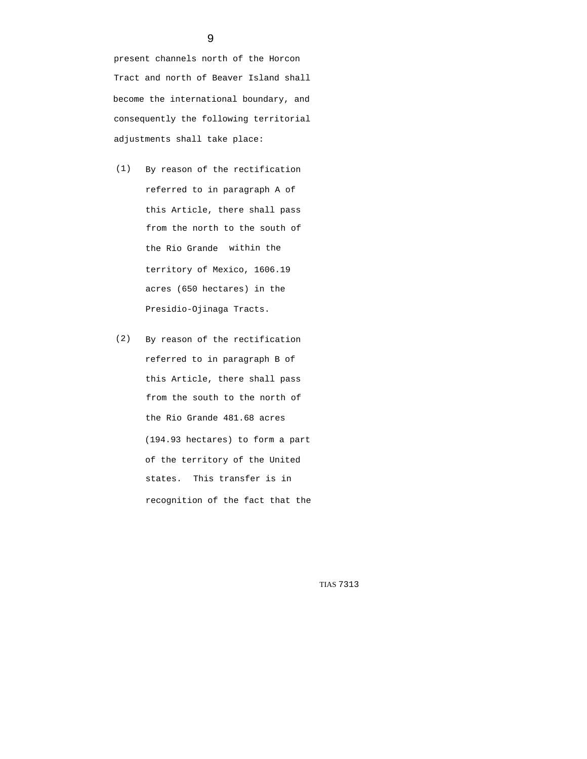present channels north of the Horcon Tract and north of Beaver Island shall become the international boundary, and consequently the following territorial adjustments shall take place:

(1) By reason of the rectification referred to in paragraph A of this Article, there shall pass from the north to the south of the Rio Grande within the territory of Mexico, 1606.19 acres (650 hectares) in the Presidio-Ojinaga Tracts.

(2) By reason of the rectification referred to in paragraph B of this Article, there shall pass from the south to the north of the Rio Grande 481.68 acres (194.93 hectares) to form a part of the territory of the United states. This transfer is in recognition of the fact that the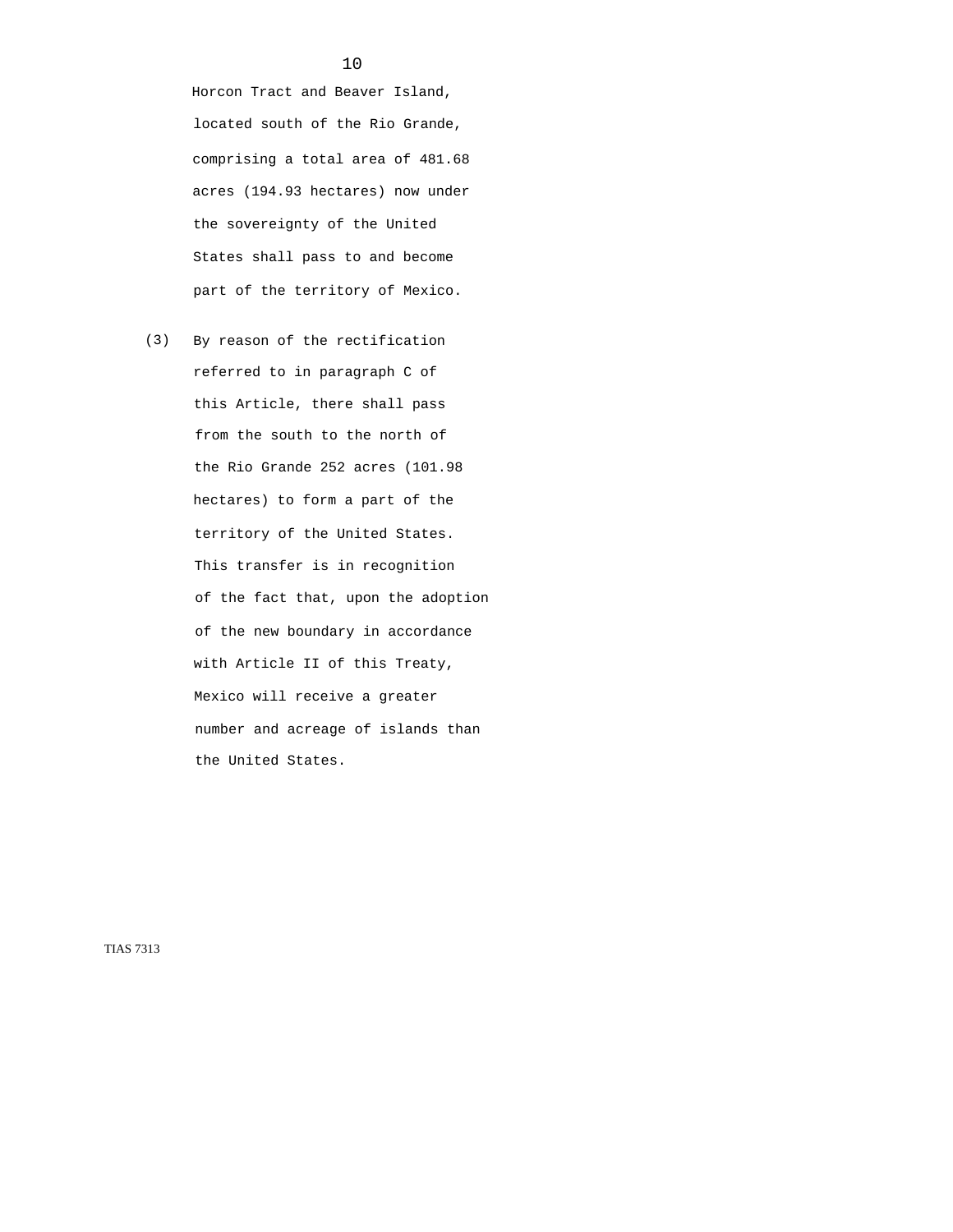Horcon Tract and Beaver Island, located south of the Rio Grande, comprising a total area of 481.68 acres (194.93 hectares) now under the sovereignty of the United States shall pass to and become part of the territory of Mexico.

(3) By reason of the rectification referred to in paragraph C of this Article, there shall pass from the south to the north of the Rio Grande 252 acres (101.98 hectares) to form a part of the territory of the United States. This transfer is in recognition of the fact that, upon the adoption of the new boundary in accordance with Article II of this Treaty, Mexico will receive a greater number and acreage of islands than the United States.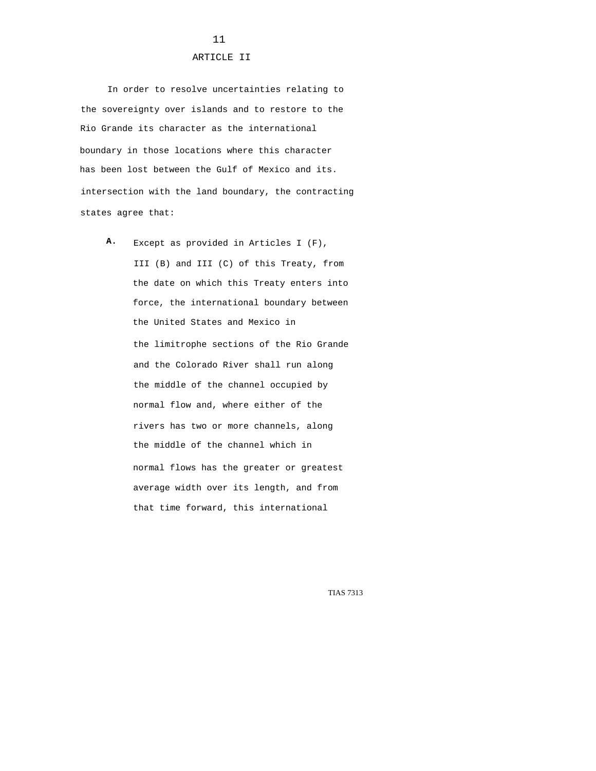## ARTICLE II

In order to resolve uncertainties relating to the sovereignty over islands and to restore to the Rio Grande its character as the international boundary in those locations where this character has been lost between the Gulf of Mexico and its. intersection with the land boundary, the contracting states agree that:

A. Except as provided in Articles I (F), III (B) and III (C) of this Treaty, from the date on which this Treaty enters into force, the international boundary between the United States and Mexico in the limitrophe sections of the Rio Grande and the Colorado River shall run along the middle of the channel occupied by normal flow and, where either of the rivers has two or more channels, along the middle of the channel which in normal flows has the greater or greatest average width over its length, and from that time forward, this international

TIAS 7313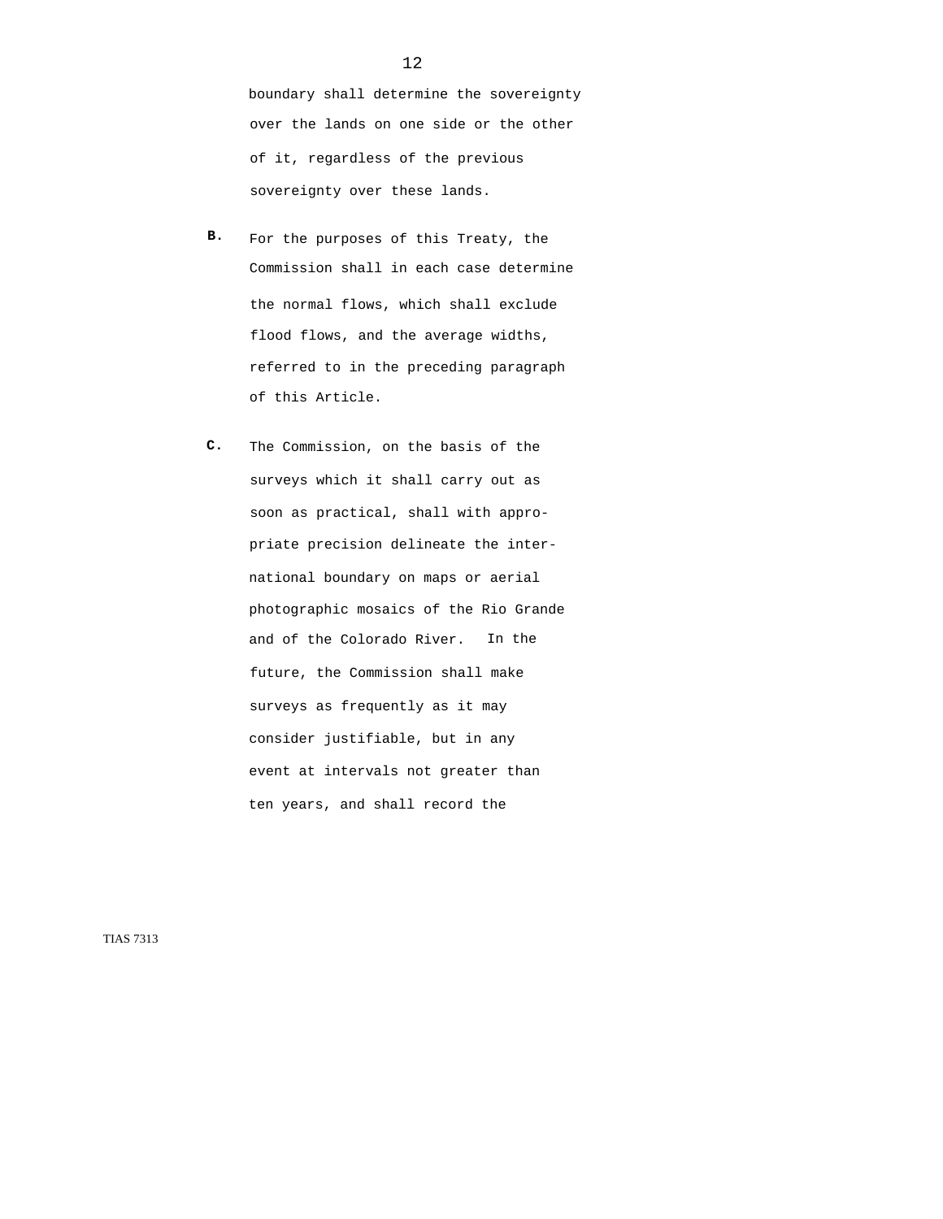boundary shall determine the sovereignty over the lands on one side or the other of it, regardless of the previous sovereignty over these lands.

**B.** For the purposes of this Treaty, the Commission shall in each case determine the normal flows, which shall exclude flood flows, and the average widths, referred to in the preceding paragraph of this Article.

**C.** The Commission, on the basis of the surveys which it shall carry out as soon as practical, shall with appropriate precision delineate the international boundary on maps or aerial photographic mosaics of the Rio Grande and of the Colorado River. In the future, the Commission shall make surveys as frequently as it may consider justifiable, but in any event at intervals not greater than ten years, and shall record the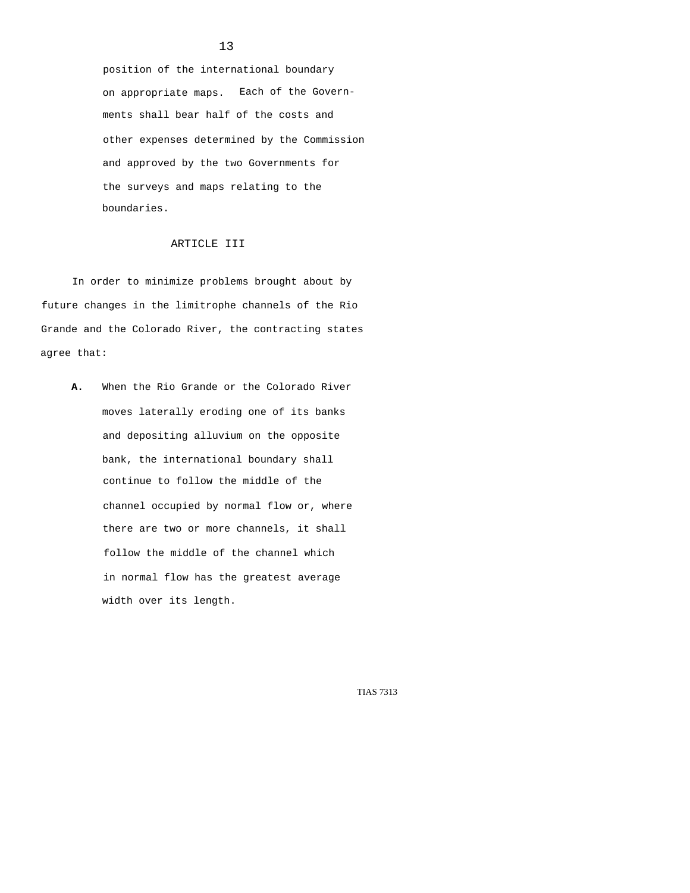position of the international boundary on appropriate maps. Each of the Governments shall bear half of the costs and other expenses determined by the Commission and approved by the two Governments for the surveys and maps relating to the boundaries.

## ARTICLE III

In order to minimize problems brought about by future changes in the limitrophe channels of the Rio Grande and the Colorado River, the contracting states agree that:

**A.** When the Rio Grande or the Colorado River moves laterally eroding one of its banks and depositing alluvium on the opposite bank, the international boundary shall continue to follow the middle of the channel occupied by normal flow or, where there are two or more channels, it shall follow the middle of the channel which in normal flow has the greatest average width over its length.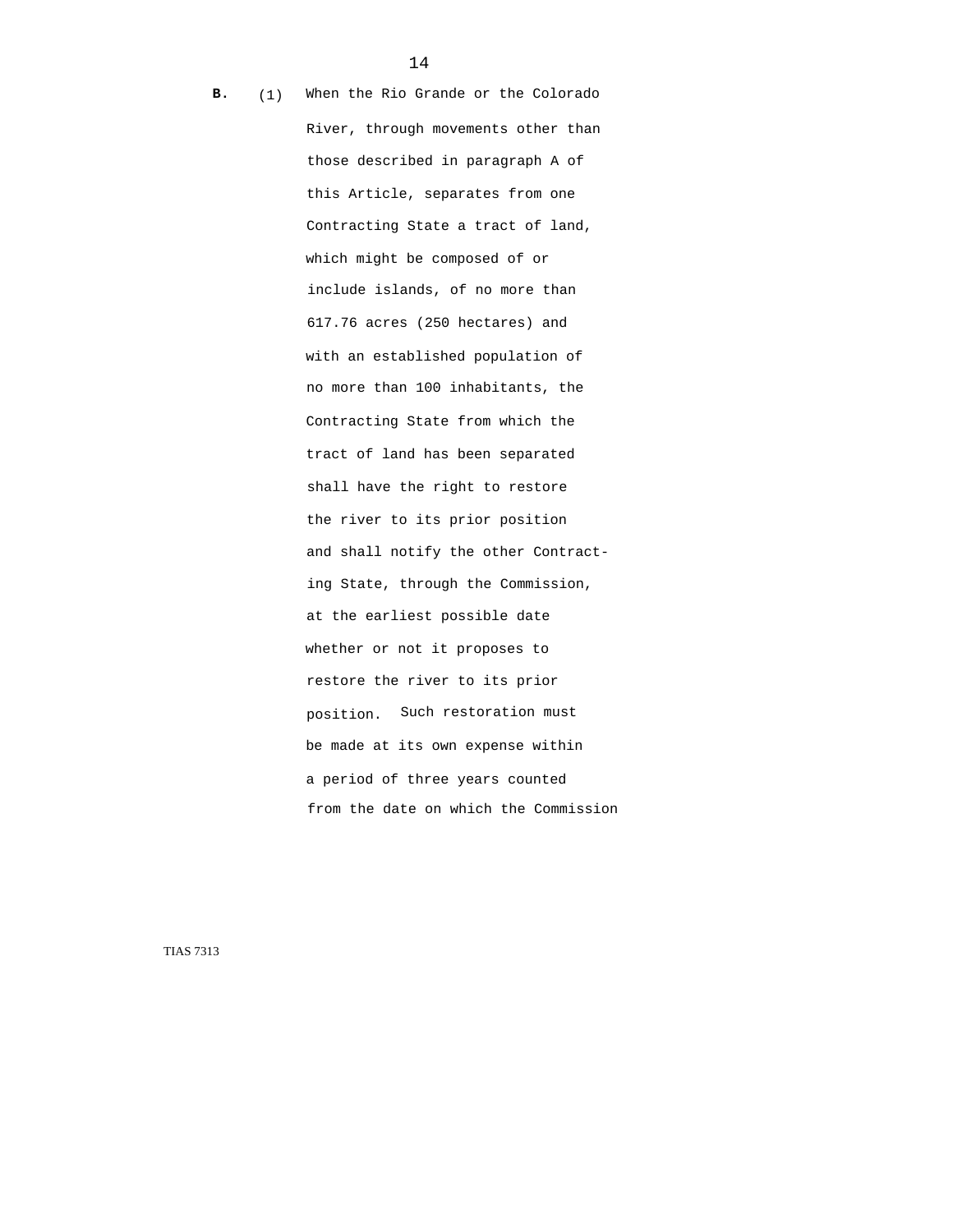**B.** (1) When the Rio Grande or the Colorado River, through movements other than those described in paragraph A of this Article, separates from one Contracting State a tract of land, which might be composed of or include islands, of no more than 617.76 acres (250 hectares) and with an established population of no more than 100 inhabitants, the Contracting State from which the tract of land has been separated shall have the right to restore the river to its prior position and shall notify the other Contracting State, through the Commission, at the earliest possible date whether or not it proposes to restore the river to its prior position. Such restoration must be made at its own expense within a period of three years counted from the date on which the Commission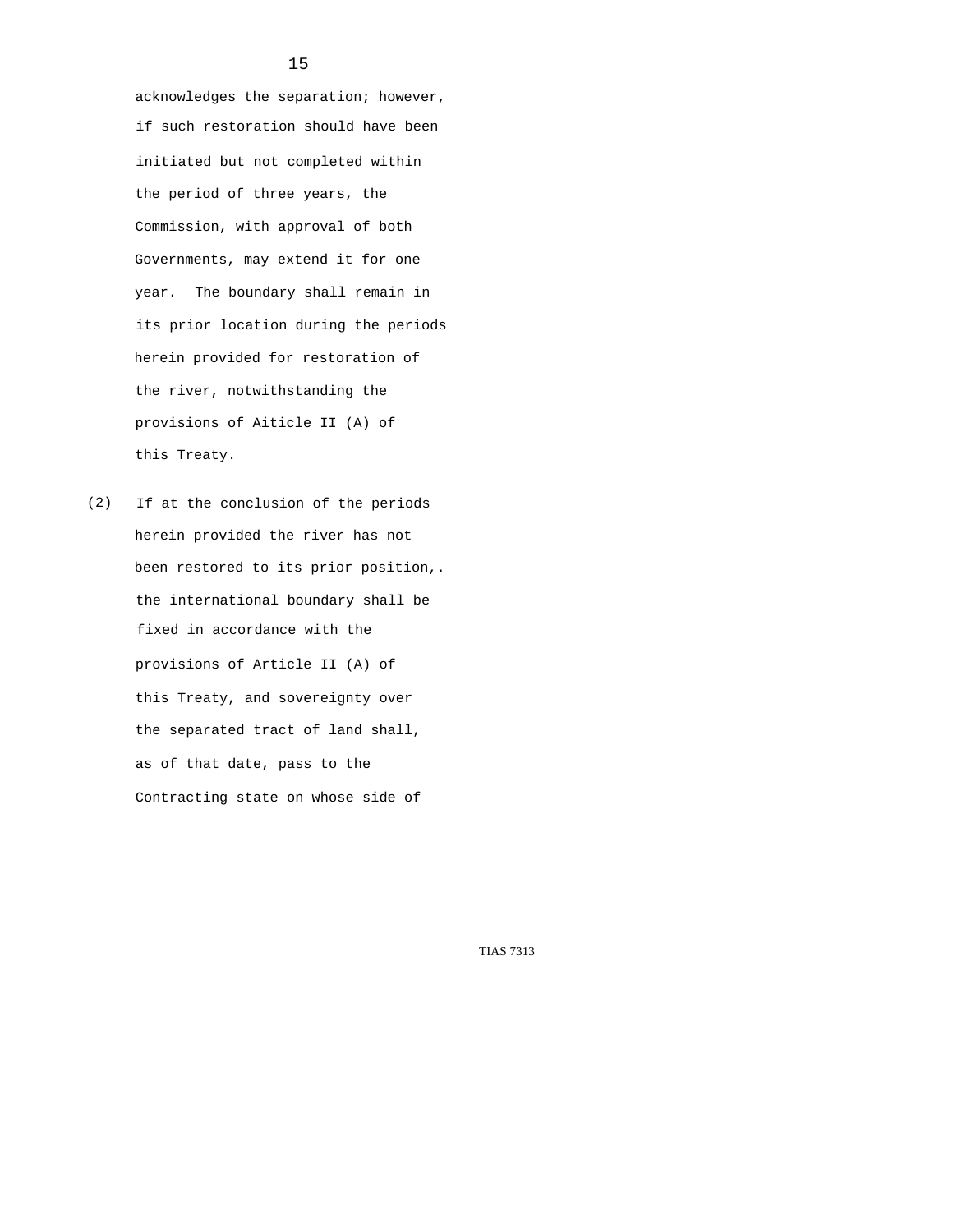acknowledges the separation; however, if such restoration should have been initiated but not completed within the period of three years, the Commission, with approval of both Governments, may extend it for one year. The boundary shall remain in its prior location during the periods herein provided for restoration of the river, notwithstanding the provisions of Aiticle II (A) of this Treaty.

(2) If at the conclusion of the periods herein provided the river has not been restored to its prior position,. the international boundary shall be fixed in accordance with the provisions of Article II (A) of this Treaty, and sovereignty over the separated tract of land shall, as of that date, pass to the Contracting state on whose side of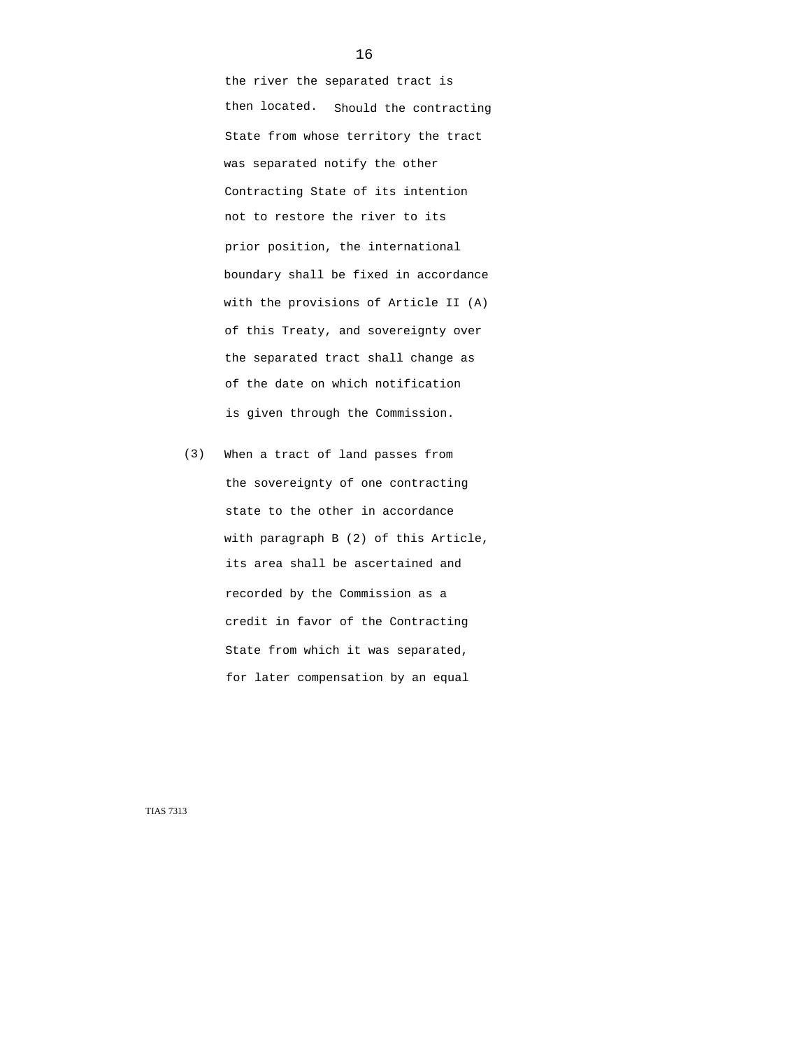the river the separated tract is then located. Should the contracting State from whose territory the tract was separated notify the other Contracting State of its intention not to restore the river to its prior position, the international boundary shall be fixed in accordance with the provisions of Article II (A) of this Treaty, and sovereignty over the separated tract shall change as of the date on which notification is given through the Commission.

(3) When a tract of land passes from the sovereignty of one contracting state to the other in accordance with paragraph B (2) of this Article, its area shall be ascertained and recorded by the Commission as a credit in favor of the Contracting State from which it was separated, for later compensation by an equal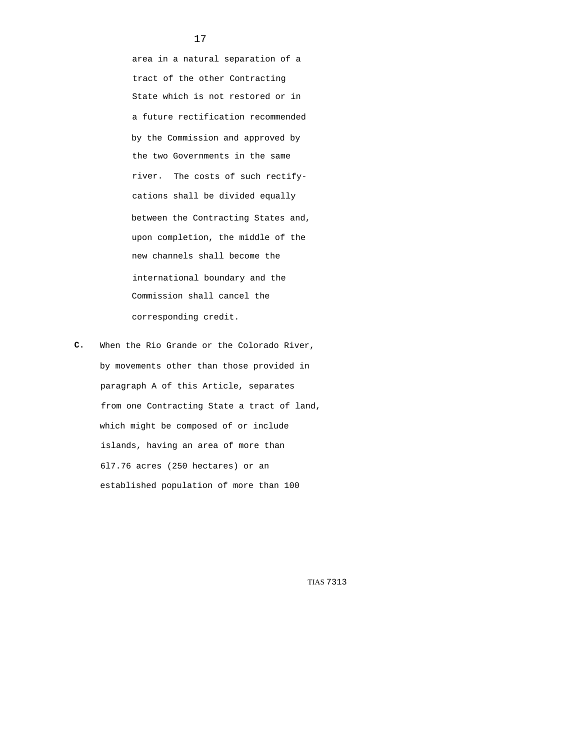area in a natural separation of a tract of the other Contracting State which is not restored or in a future rectification recommended by the Commission and approved by the two Governments in the same river. The costs of such rectifications shall be divided equally between the Contracting States and, upon completion, the middle of the new channels shall become the international boundary and the Commission shall cancel the corresponding credit.

**C.** When the Rio Grande or the Colorado River, by movements other than those provided in paragraph A of this Article, separates from one Contracting State a tract of land, which might be composed of or include islands, having an area of more than 6l7.76 acres (250 hectares) or an established population of more than 100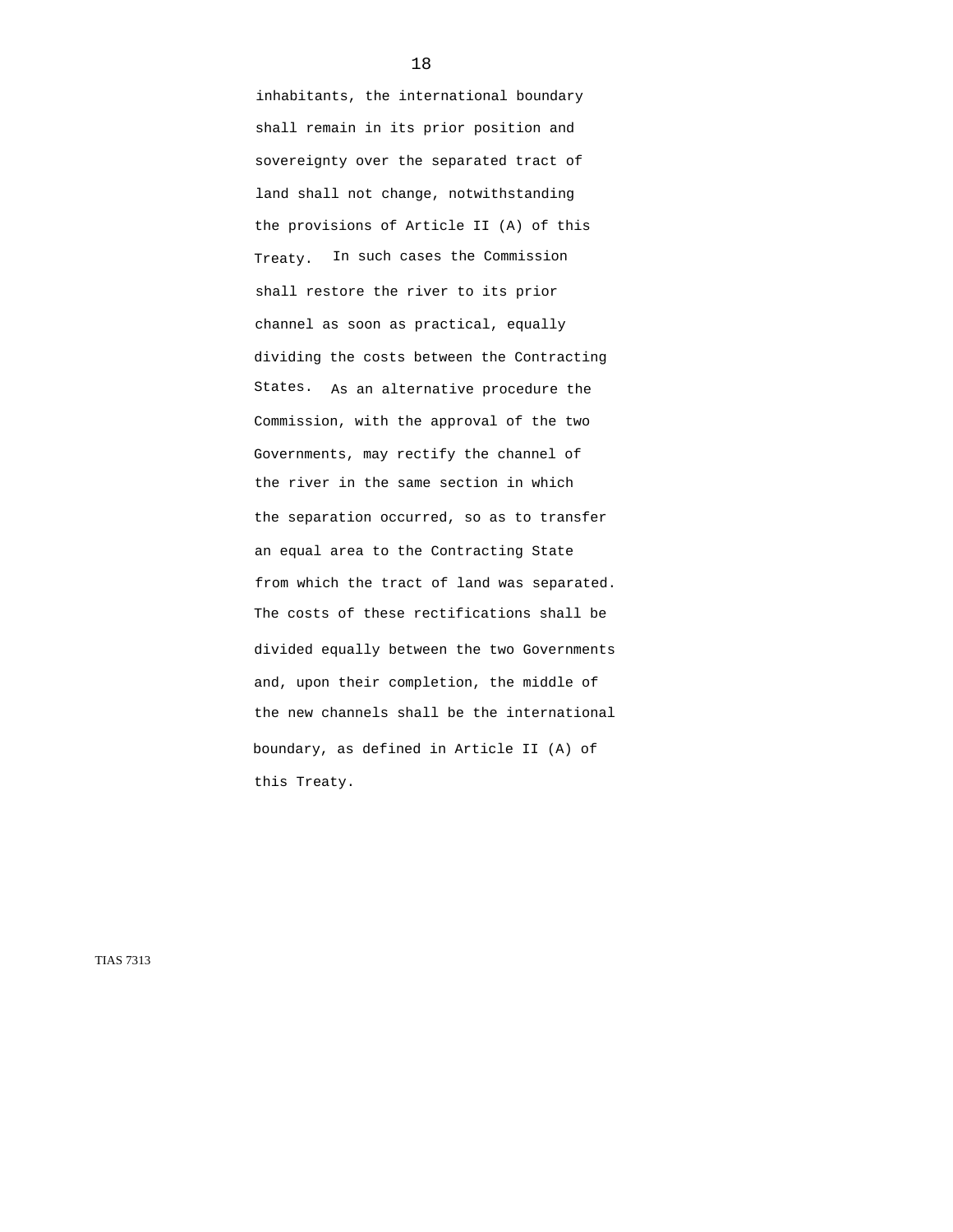inhabitants, the international boundary shall remain in its prior position and sovereignty over the separated tract of land shall not change, notwithstanding the provisions of Article II (A) of this Treaty. In such cases the Commission shall restore the river to its prior channel as soon as practical, equally dividing the costs between the Contracting States. As an alternative procedure the Commission, with the approval of the two Governments, may rectify the channel of the river in the same section in which the separation occurred, so as to transfer an equal area to the Contracting State from which the tract of land was separated. The costs of these rectifications shall be divided equally between the two Governments and, upon their completion, the middle of the new channels shall be the international boundary, as defined in Article II (A) of this Treaty.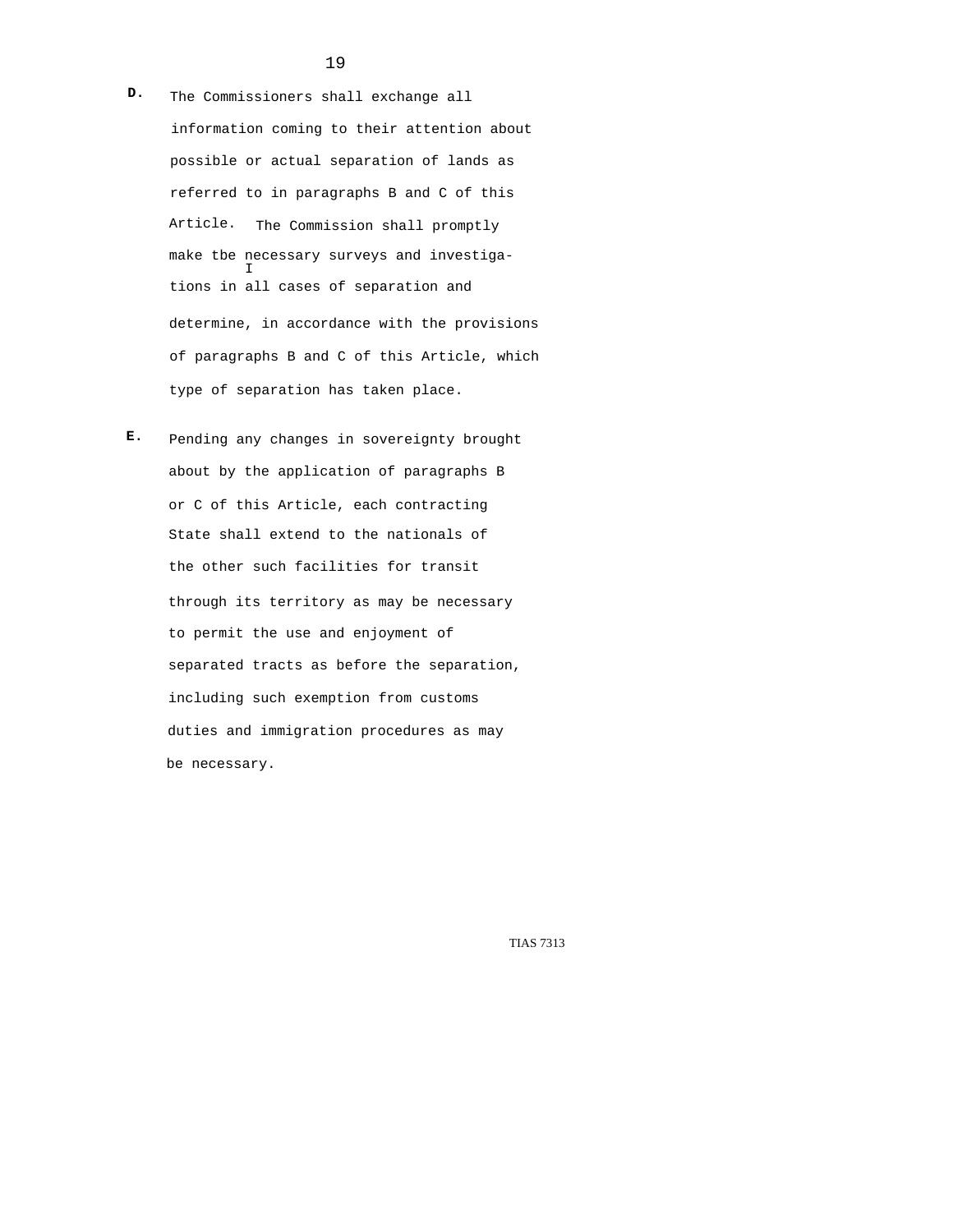D. The Commissioners shall exchange all information coming to their attention about possible or actual separation of lands as referred to in paragraphs B and C of this Article. The Commission shall promptly make tbe necessary surveys and investigations in all cases of separation and determine, in accordance with the provisions of paragraphs B and C of this Article, which type of separation has taken place.

E. Pending any changes in sovereignty brought about by the application of paragraphs B or C of this Article, each contracting State shall extend to the nationals of the other such facilities for transit through its territory as may be necessary to permit the use and enjoyment of separated tracts as before the separation, including such exemption from customs duties and immigration procedures as may be necessary.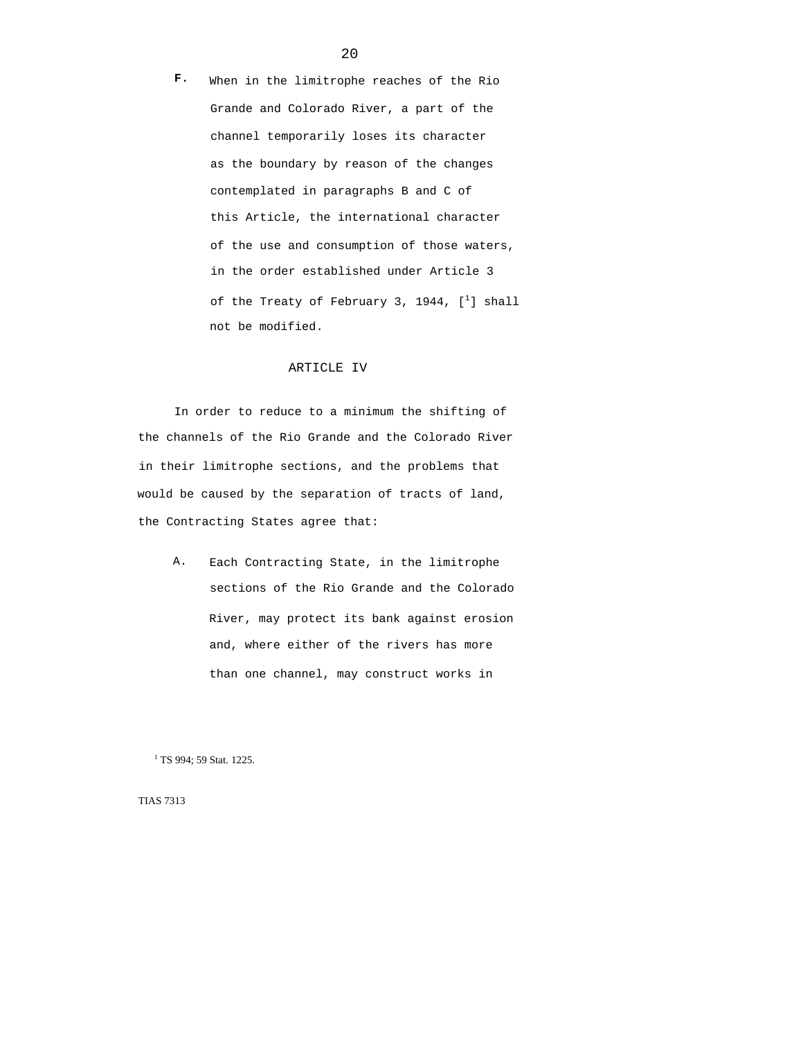F. When in the limitrophe reaches of the Rio Grande and Colorado River, a part of the channel temporarily loses its character as the boundary by reason of the changes contemplated in paragraphs B and C of this Article, the international character of the use and consumption of those waters, in the order established under Article 3 of the Treaty of February 3, 1944, [1] shall not be modified.

## ARTICLE IV

In order to reduce to a minimum the shifting of the channels of the Rio Grande and the Colorado River in their limitrophe sections, and the problems that would be caused by the separation of tracts of land, the Contracting States agree that:

A. Each Contracting State, in the limitrophe sections of the Rio Grande and the Colorado River, may protect its bank against erosion and, where either of the rivers has more than one channel, may construct works in

[1] TS 994; 59 Stat. 1225.

TIAS 7313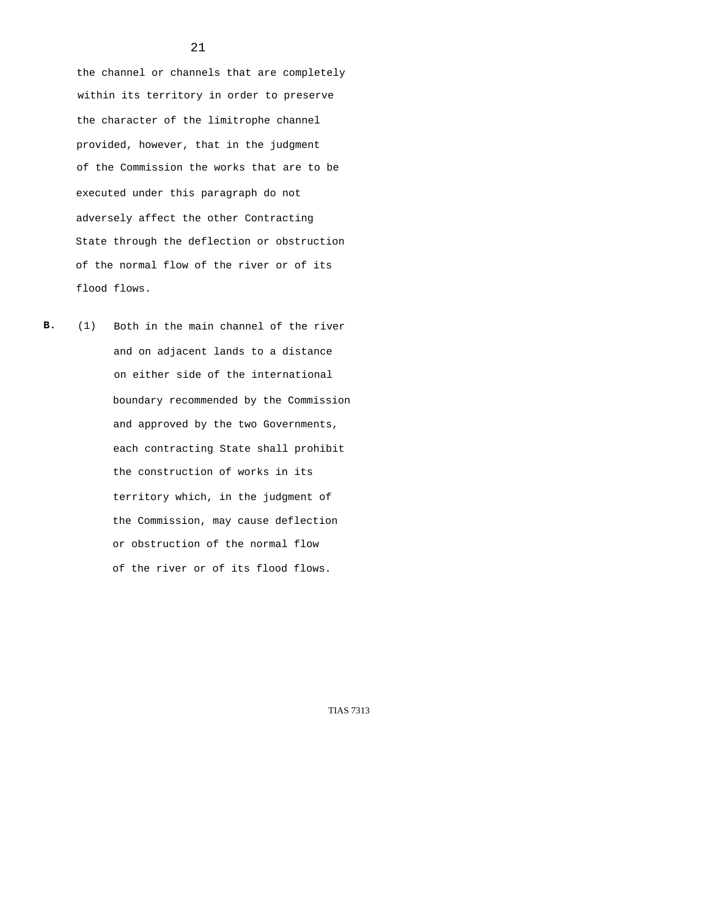the channel or channels that are completely within its territory in order to preserve the character of the limitrophe channel provided, however, that in the judgment of the Commission the works that are to be executed under this paragraph do not adversely affect the other Contracting State through the deflection or obstruction of the normal flow of the river or of its flood flows.

**B.** (1) Both in the main channel of the river and on adjacent lands to a distance on either side of the international boundary recommended by the Commission and approved by the two Governments, each contracting State shall prohibit the construction of works in its territory which, in the judgment of the Commission, may cause deflection or obstruction of the normal flow of the river or of its flood flows.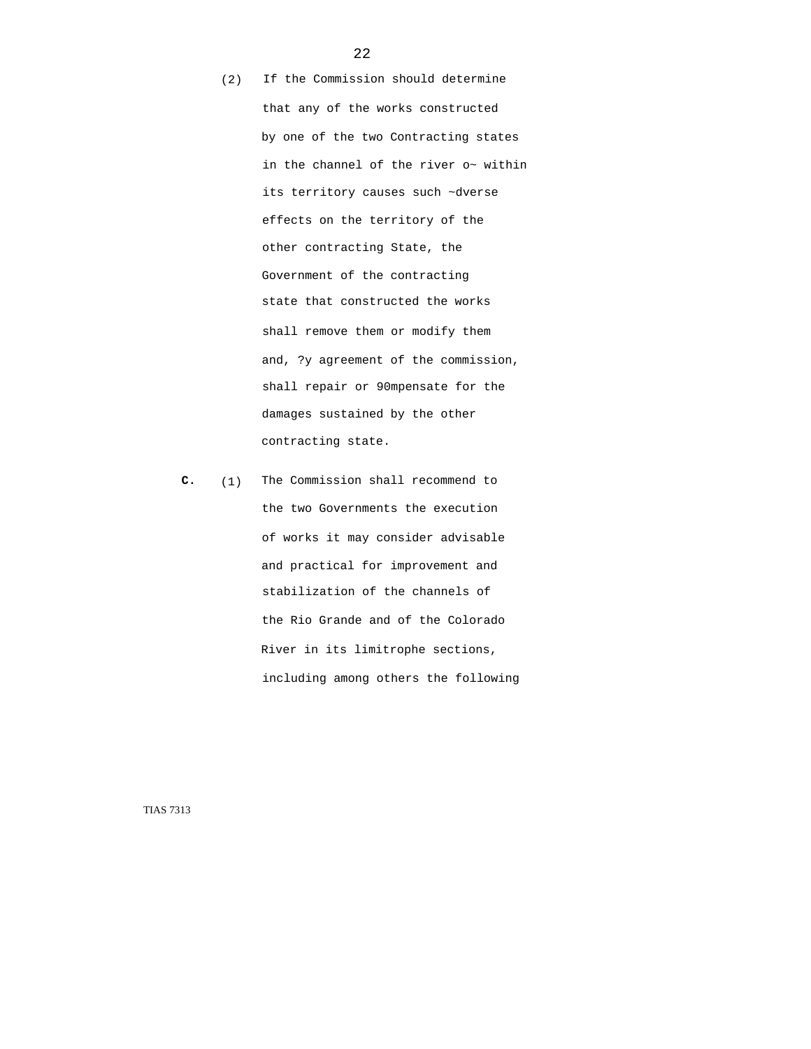(2) If the Commission should determine that any of the works constructed by one of the two Contracting states in the channel of the river o~ within its territory causes such ~dverse effects on the territory of the other contracting State, the Government of the contracting state that constructed the works shall remove them or modify them and, ?y agreement of the commission, shall repair or 90mpensate for the damages sustained by the other contracting state.

**C.** (1) The Commission shall recommend to the two Governments the execution of works it may consider advisable and practical for improvement and stabilization of the channels of the Rio Grande and of the Colorado River in its limitrophe sections, including among others the following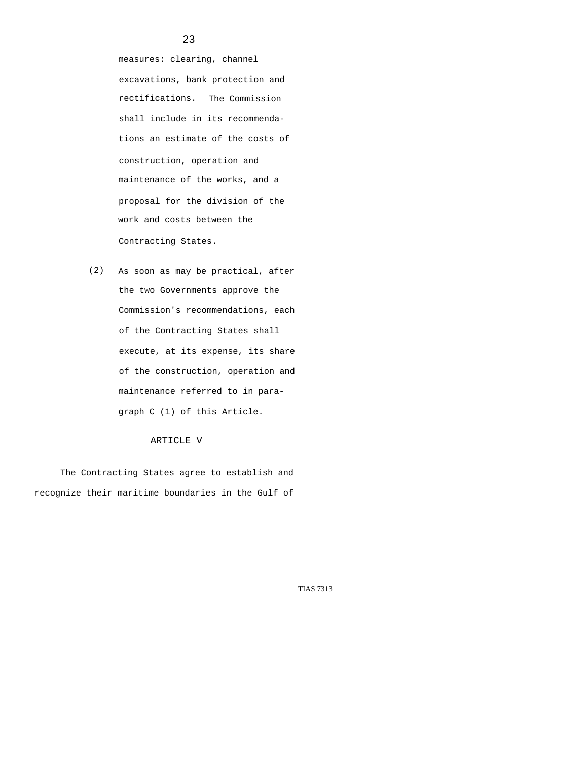measures: clearing, channel excavations, bank protection and rectifications. The Commission shall include in its recommendations an estimate of the costs of construction, operation and maintenance of the works, and a proposal for the division of the work and costs between the Contracting States.

(2) As soon as may be practical, after the two Governments approve the Commission's recommendations, each of the Contracting States shall execute, at its expense, its share of the construction, operation and maintenance referred to in paragraph C (1) of this Article.

## ARTICLE V

The Contracting States agree to establish and recognize their maritime boundaries in the Gulf of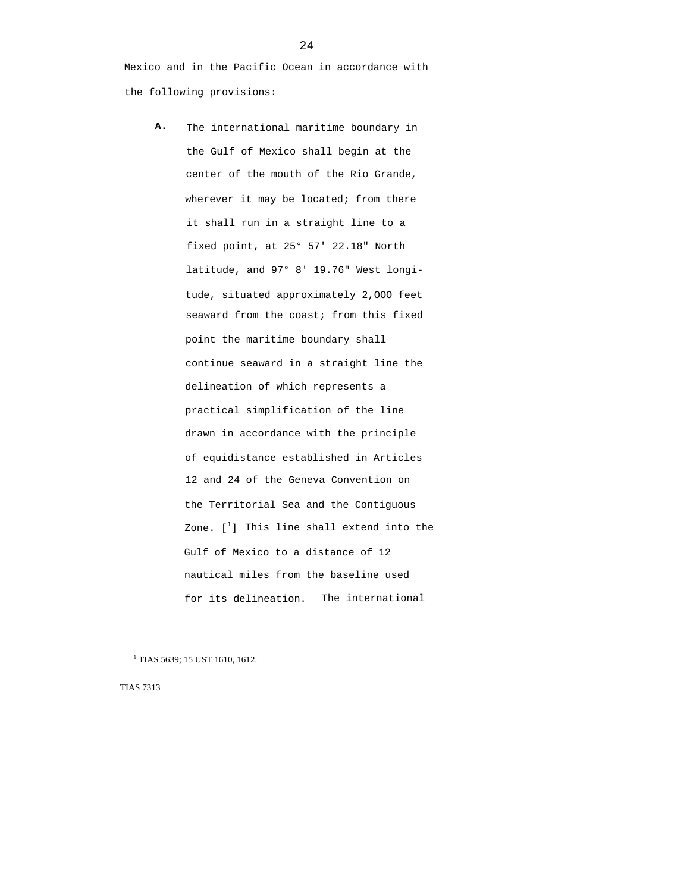Mexico and in the Pacific Ocean in accordance with the following provisions:

**A.** The international maritime boundary in the Gulf of Mexico shall begin at the center of the mouth of the Rio Grande, wherever it may be located; from there it shall run in a straight line to a fixed point, at 25° 57' 22.18" North latitude, and 97° 8' 19.76" West longitude, situated approximately 2,OOO feet seaward from the coast; from this fixed point the maritime boundary shall continue seaward in a straight line the delineation of which represents a practical simplification of the line drawn in accordance with the principle of equidistance established in Articles 12 and 24 of the Geneva Convention on the Territorial Sea and the Contiguous Zone. [1] This line shall extend into the Gulf of Mexico to a distance of 12 nautical miles from the baseline used for its delineation. The international

[1] TIAS 5639; 15 UST 1610, 1612.

TIAS 7313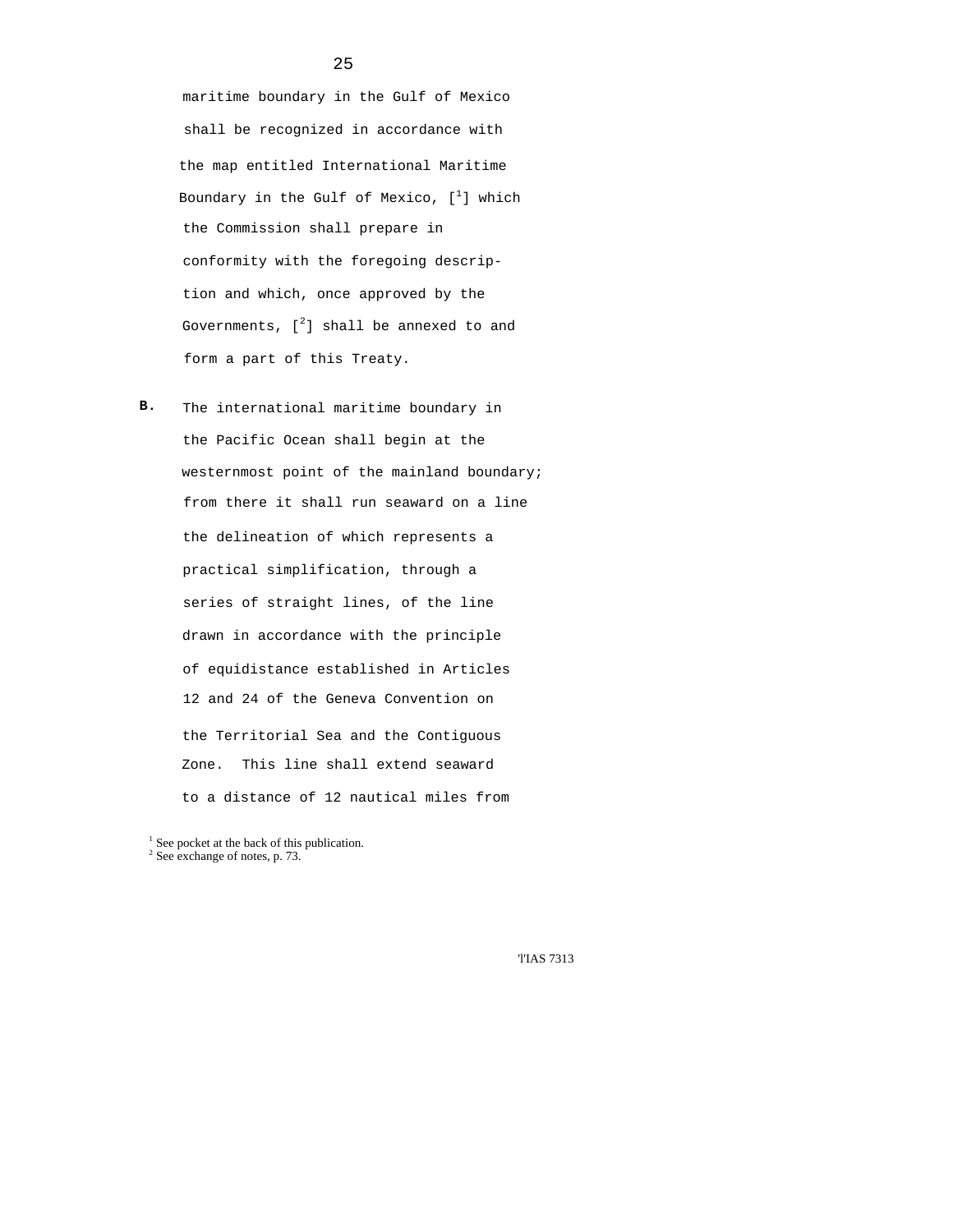maritime boundary in the Gulf of Mexico shall be recognized in accordance with the map entitled International Maritime Boundary in the Gulf of Mexico, [1] which the Commission shall prepare in conformity with the foregoing description and which, once approved by the Governments, [2] shall be annexed to and form a part of this Treaty.

**B.** The international maritime boundary in the Pacific Ocean shall begin at the westernmost point of the mainland boundary; from there it shall run seaward on a line the delineation of which represents a practical simplification, through a series of straight lines, of the line drawn in accordance with the principle of equidistance established in Articles 12 and 24 of the Geneva Convention on the Territorial Sea and the Contiguous Zone. This line shall extend seaward to a distance of 12 nautical miles from

[1] See pocket at the back of this publication.
[2] See exchange of notes, p. 73.

TIAS 7313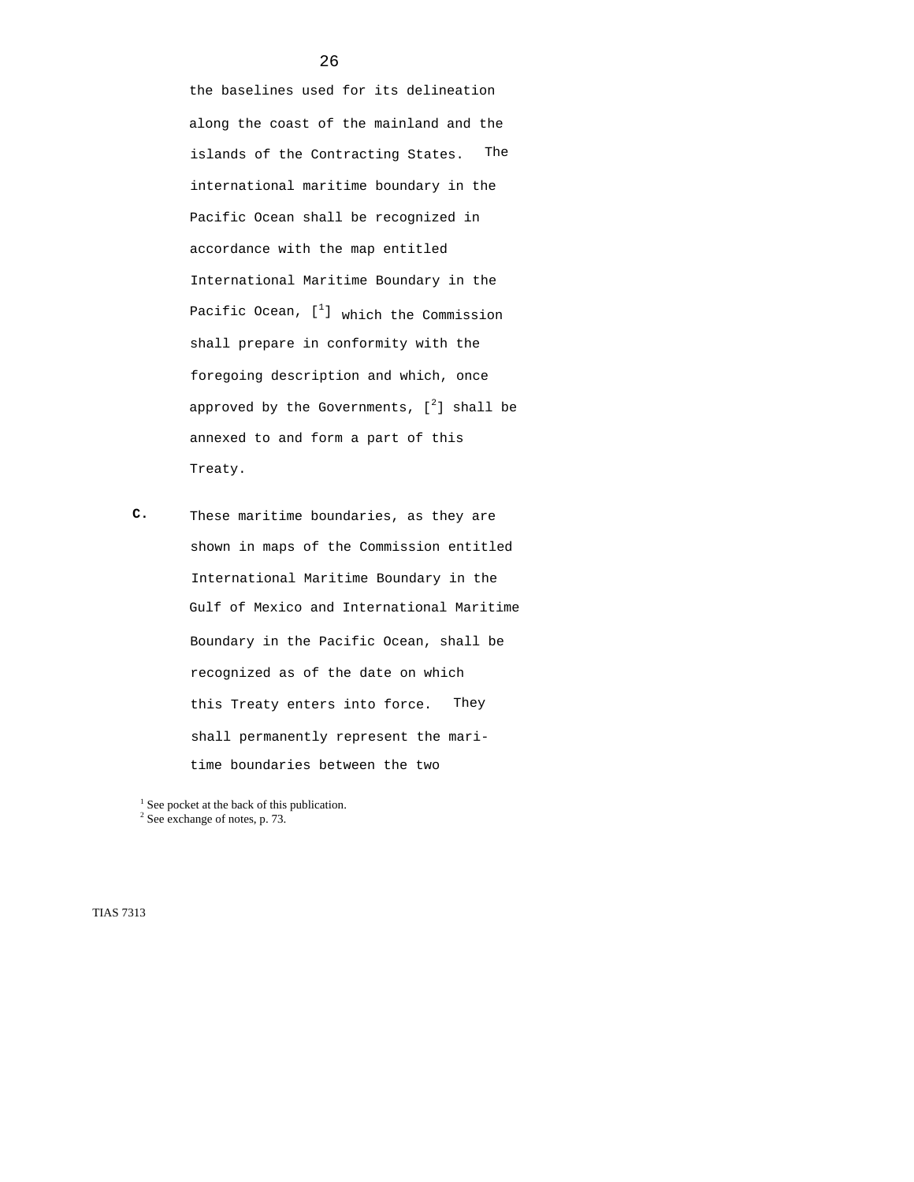the baselines used for its delineation along the coast of the mainland and the islands of the Contracting States. The international maritime boundary in the Pacific Ocean shall be recognized in accordance with the map entitled International Maritime Boundary in the Pacific Ocean, [1] which the Commission shall prepare in conformity with the foregoing description and which, once approved by the Governments, [2] shall be annexed to and form a part of this Treaty.

**C.** These maritime boundaries, as they are shown in maps of the Commission entitled International Maritime Boundary in the Gulf of Mexico and International Maritime Boundary in the Pacific Ocean, shall be recognized as of the date on which this Treaty enters into force. They shall permanently represent the maritime boundaries between the two

[1] See pocket at the back of this publication.
[2] See exchange of notes, p. 73.

TIAS 7313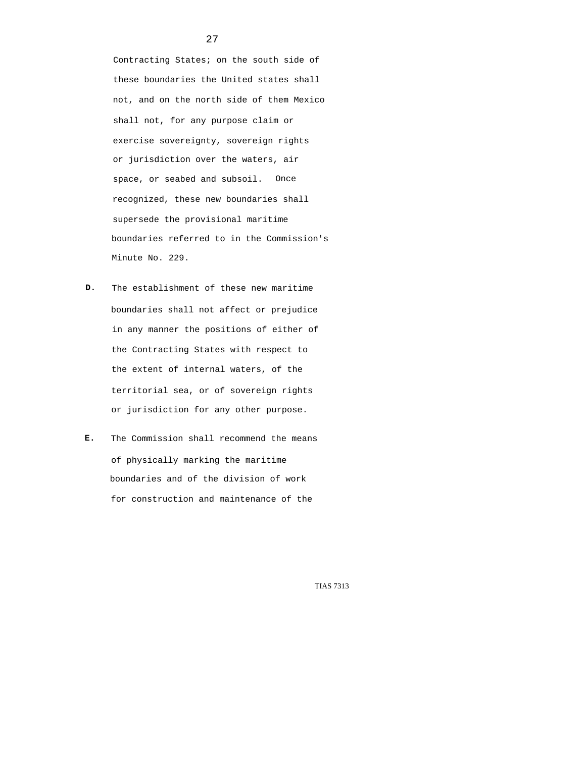Contracting States; on the south side of these boundaries the United states shall not, and on the north side of them Mexico shall not, for any purpose claim or exercise sovereignty, sovereign rights or jurisdiction over the waters, air space, or seabed and subsoil. Once recognized, these new boundaries shall supersede the provisional maritime boundaries referred to in the Commission's Minute No. 229.

**D.** The establishment of these new maritime boundaries shall not affect or prejudice in any manner the positions of either of the Contracting States with respect to the extent of internal waters, of the territorial sea, or of sovereign rights or jurisdiction for any other purpose.

**E.** The Commission shall recommend the means of physically marking the maritime boundaries and of the division of work for construction and maintenance of the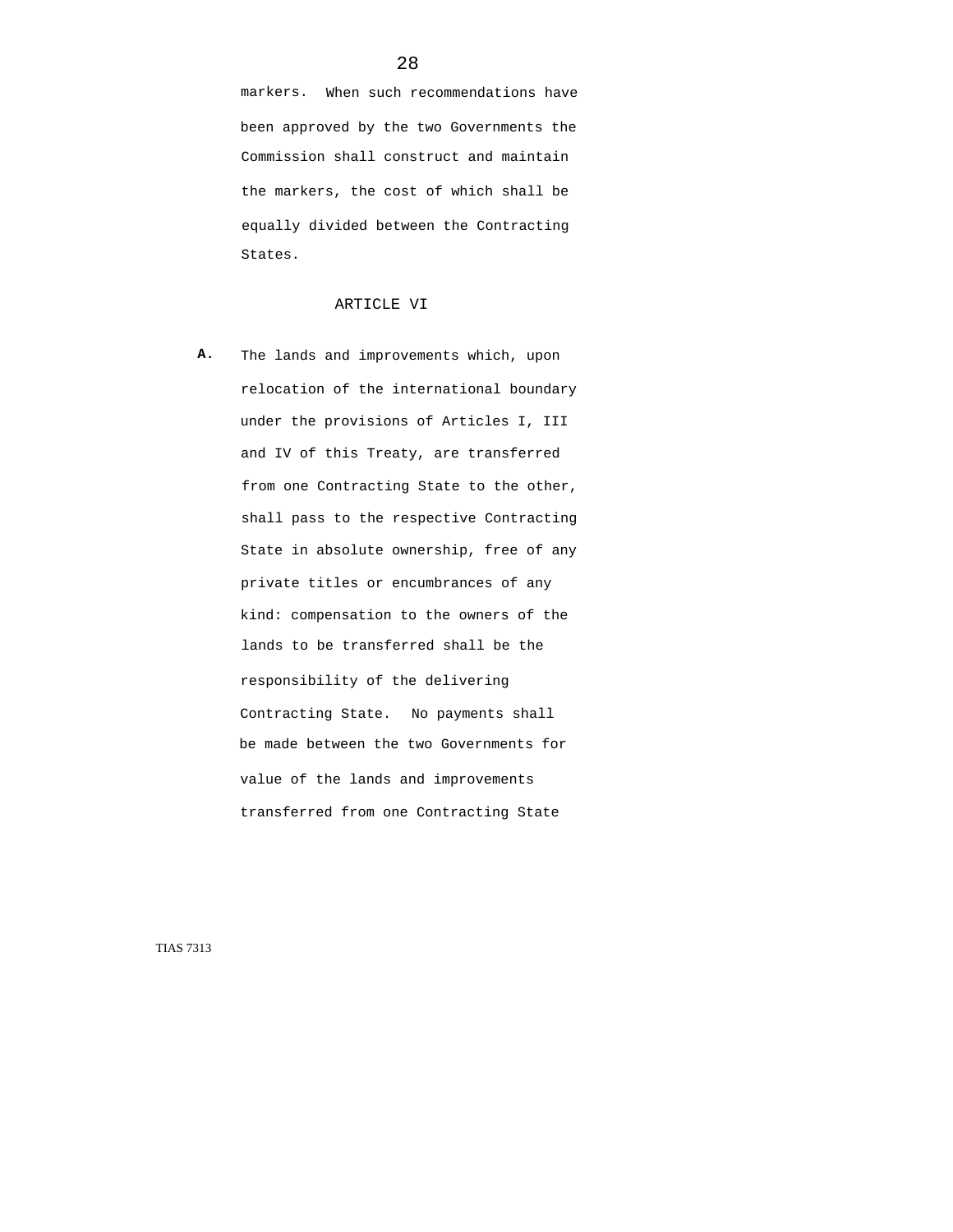markers. When such recommendations have been approved by the two Governments the Commission shall construct and maintain the markers, the cost of which shall be equally divided between the Contracting States.

## ARTICLE VI

**A.** The lands and improvements which, upon relocation of the international boundary under the provisions of Articles I, III and IV of this Treaty, are transferred from one Contracting State to the other, shall pass to the respective Contracting State in absolute ownership, free of any private titles or encumbrances of any kind: compensation to the owners of the lands to be transferred shall be the responsibility of the delivering Contracting State. No payments shall be made between the two Governments for value of the lands and improvements transferred from one Contracting State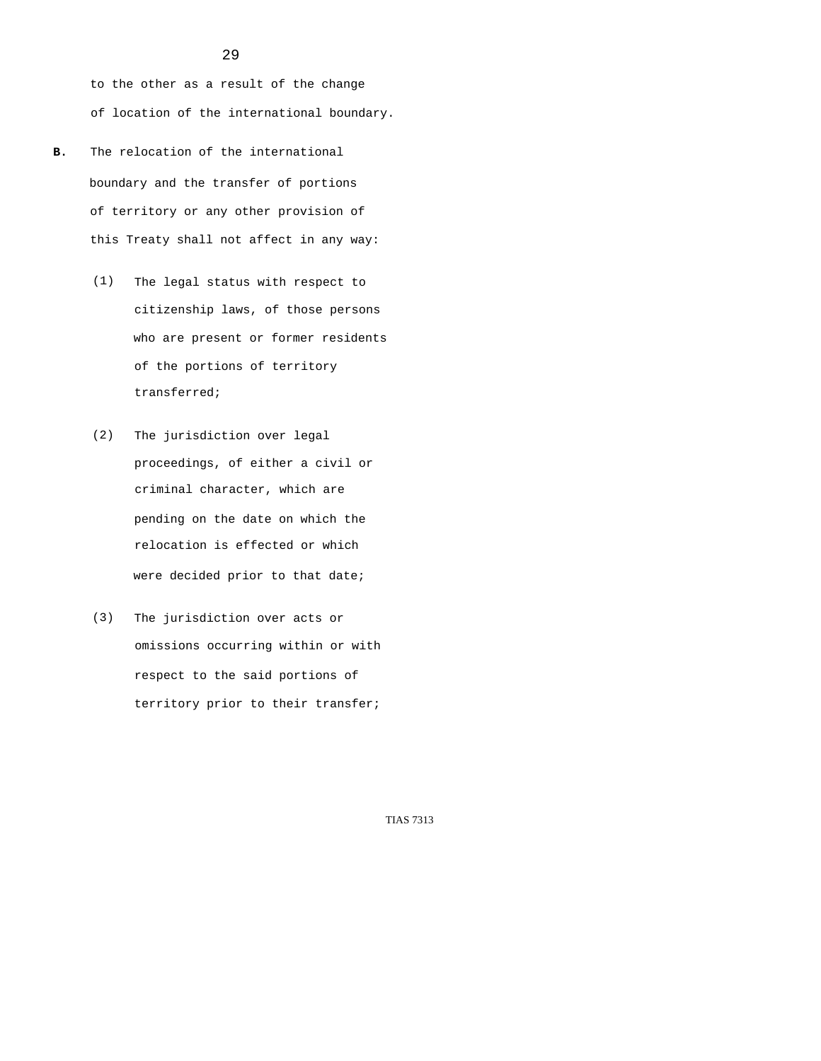to the other as a result of the change of location of the international boundary.

**B.** The relocation of the international boundary and the transfer of portions of territory or any other provision of this Treaty shall not affect in any way:

(1) The legal status with respect to citizenship laws, of those persons who are present or former residents of the portions of territory transferred;

(2) The jurisdiction over legal proceedings, of either a civil or criminal character, which are pending on the date on which the relocation is effected or which were decided prior to that date;

(3) The jurisdiction over acts or omissions occurring within or with respect to the said portions of territory prior to their transfer;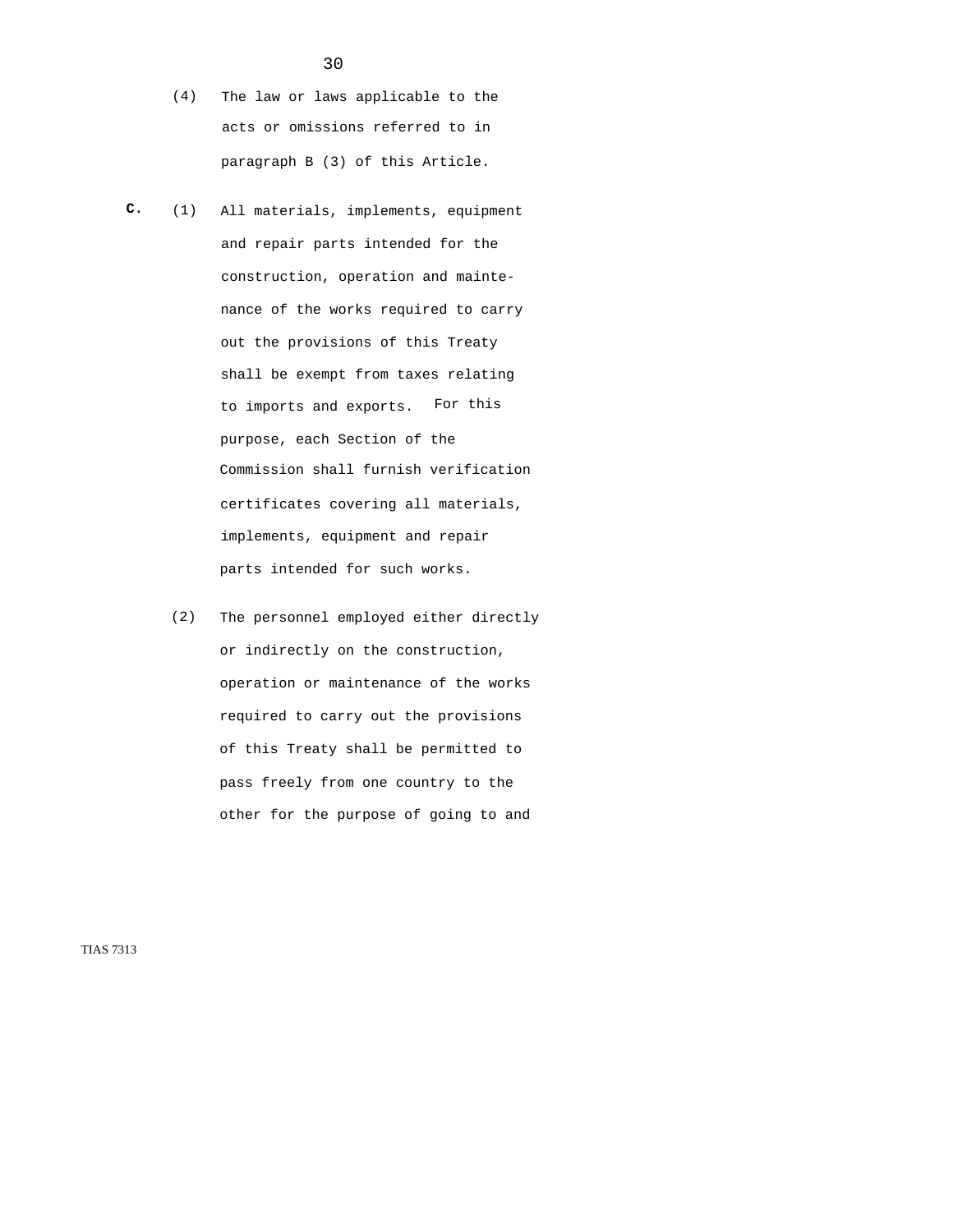(4) The law or laws applicable to the acts or omissions referred to in paragraph B (3) of this Article.

**C.** (1) All materials, implements, equipment and repair parts intended for the construction, operation and maintenance of the works required to carry out the provisions of this Treaty shall be exempt from taxes relating to imports and exports. For this purpose, each Section of the Commission shall furnish verification certificates covering all materials, implements, equipment and repair parts intended for such works.

(2) The personnel employed either directly or indirectly on the construction, operation or maintenance of the works required to carry out the provisions of this Treaty shall be permitted to pass freely from one country to the other for the purpose of going to and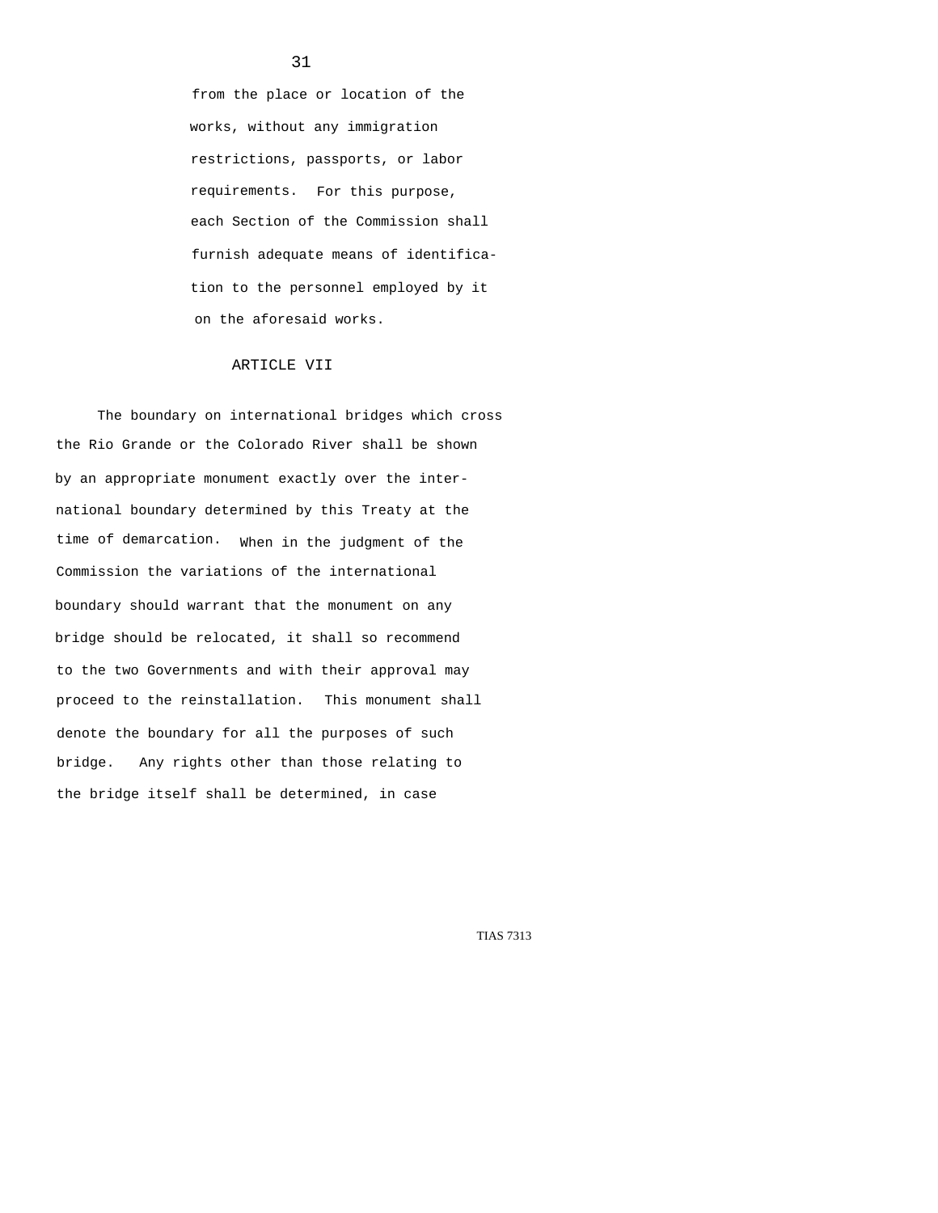from the place or location of the works, without any immigration restrictions, passports, or labor requirements. For this purpose, each Section of the Commission shall furnish adequate means of identification to the personnel employed by it on the aforesaid works.

## ARTICLE VII

The boundary on international bridges which cross the Rio Grande or the Colorado River shall be shown by an appropriate monument exactly over the international boundary determined by this Treaty at the time of demarcation. When in the judgment of the Commission the variations of the international boundary should warrant that the monument on any bridge should be relocated, it shall so recommend to the two Governments and with their approval may proceed to the reinstallation. This monument shall denote the boundary for all the purposes of such bridge. Any rights other than those relating to the bridge itself shall be determined, in case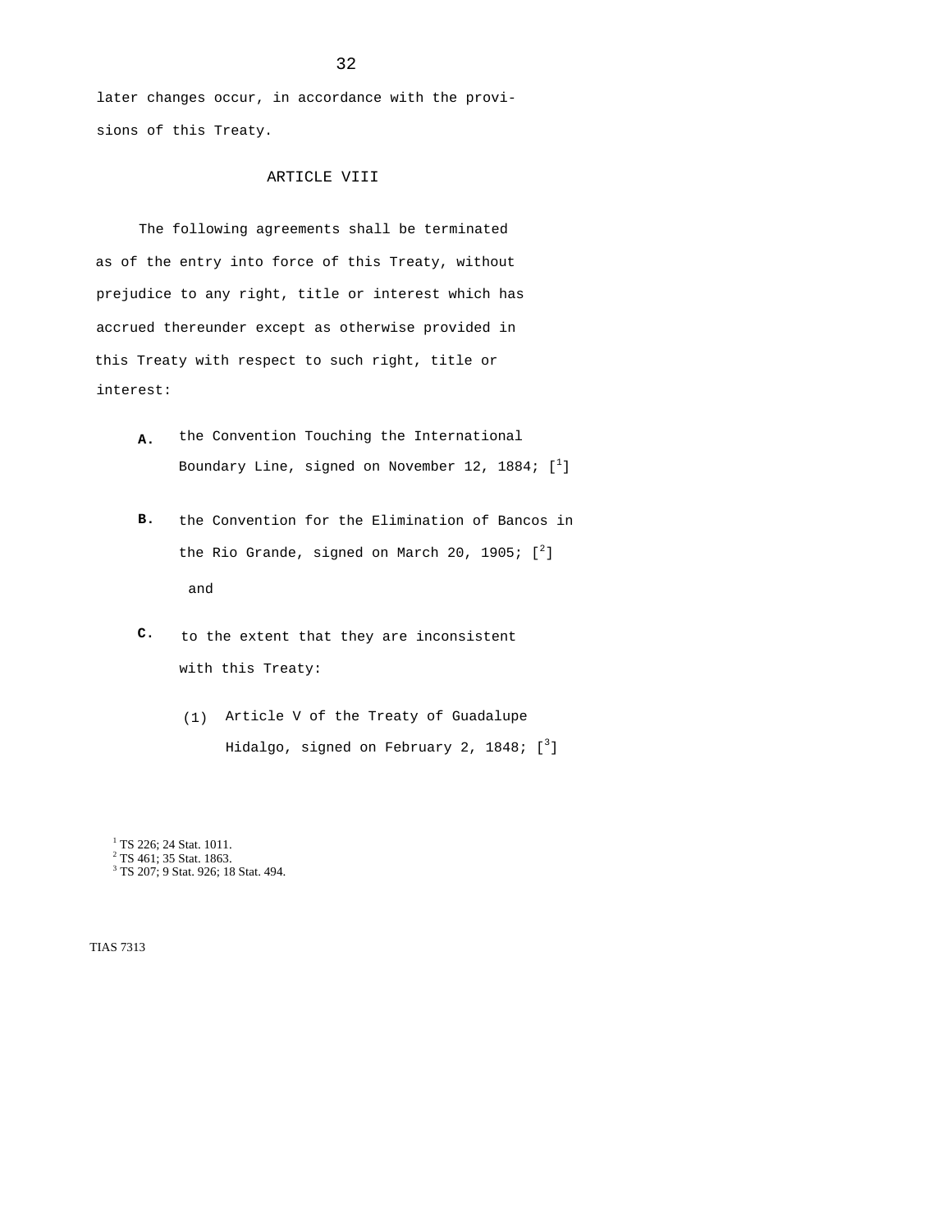later changes occur, in accordance with the provisions of this Treaty.

## ARTICLE VIII

The following agreements shall be terminated as of the entry into force of this Treaty, without prejudice to any right, title or interest which has accrued thereunder except as otherwise provided in this Treaty with respect to such right, title or interest:

**A.** the Convention Touching the International Boundary Line, signed on November 12, 1884; [[1]]

**B.** the Convention for the Elimination of Bancos in the Rio Grande, signed on March 20, 1905; [[2]] and

**C.** to the extent that they are inconsistent with this Treaty:

(1) Article V of the Treaty of Guadalupe Hidalgo, signed on February 2, 1848; [[3]]

---

[1] TS 226; 24 Stat. 1011.
[2] TS 461; 35 Stat. 1863.
[3] TS 207; 9 Stat. 926; 18 Stat. 494.

TIAS 7313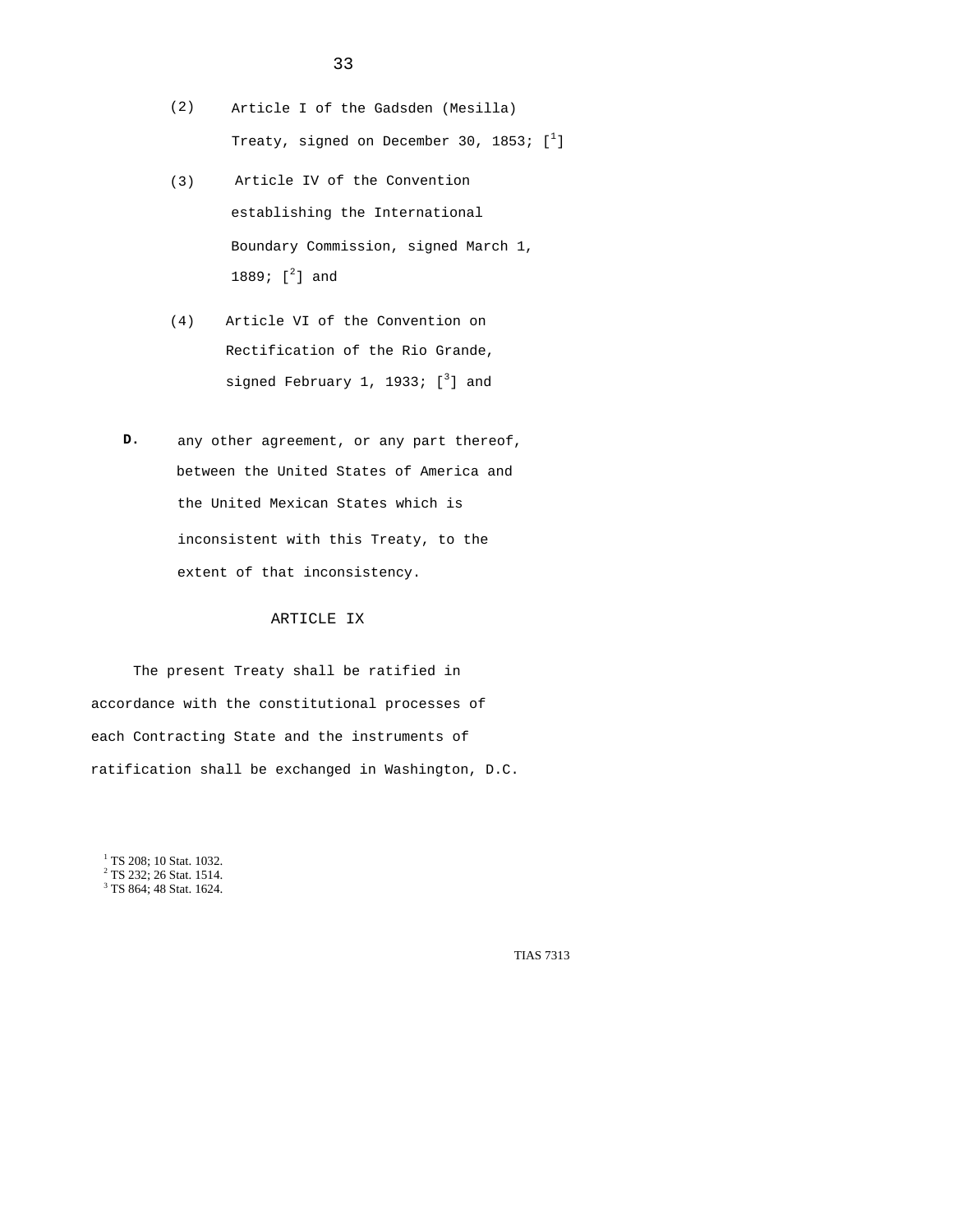(2) Article I of the Gadsden (Mesilla) Treaty, signed on December 30, 1853; [[1]]

(3) Article IV of the Convention establishing the International Boundary Commission, signed March 1, 1889; [[2]] and

(4) Article VI of the Convention on Rectification of the Rio Grande, signed February 1, 1933; [[3]] and

**D.** any other agreement, or any part thereof, between the United States of America and the United Mexican States which is inconsistent with this Treaty, to the extent of that inconsistency.

## ARTICLE IX

The present Treaty shall be ratified in accordance with the constitutional processes of each Contracting State and the instruments of ratification shall be exchanged in Washington, D.C.

[1] TS 208; 10 Stat. 1032.
[2] TS 232; 26 Stat. 1514.
[3] TS 864; 48 Stat. 1624.

TIAS 7313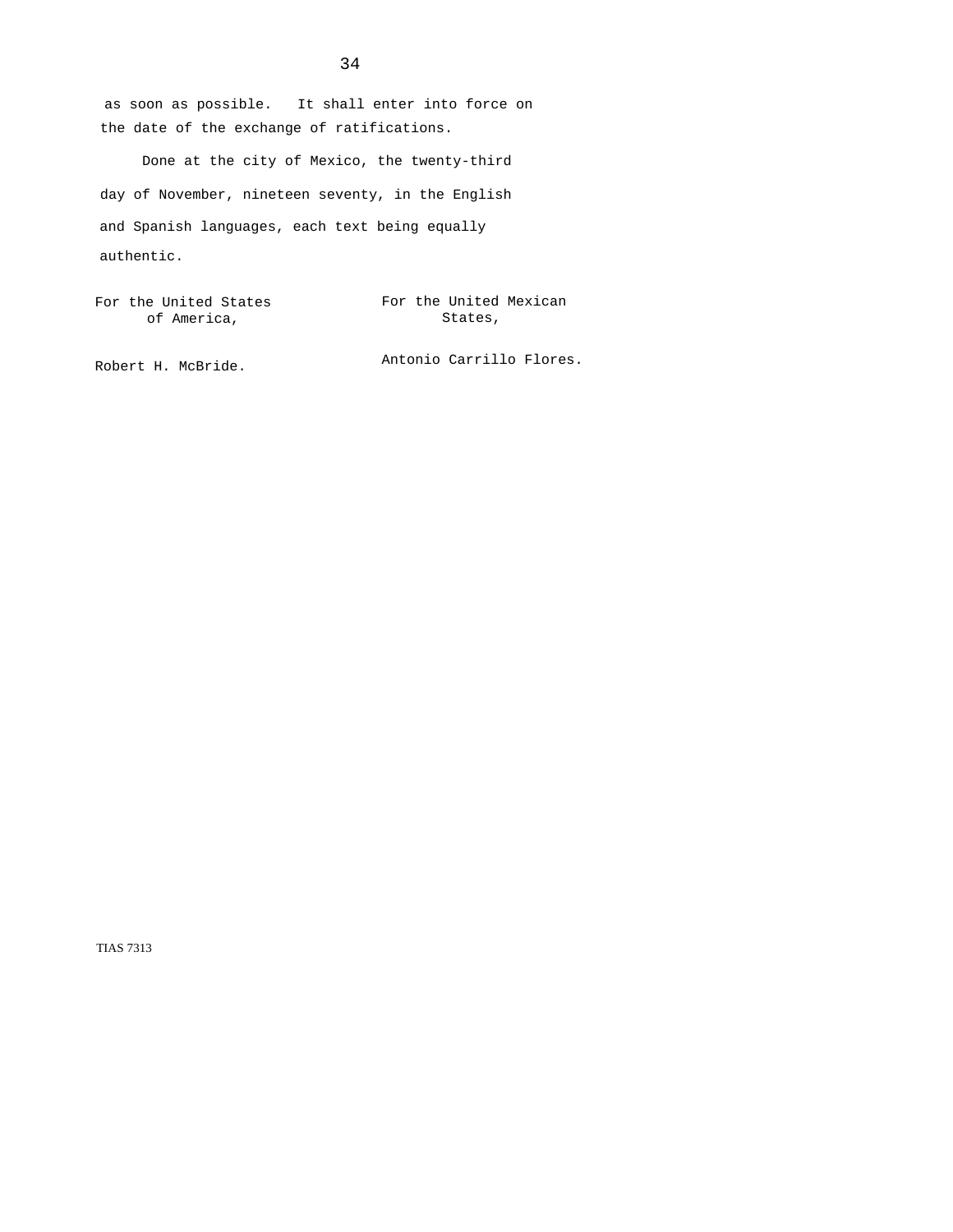as soon as possible. It shall enter into force on the date of the exchange of ratifications.

Done at the city of Mexico, the twenty-third day of November, nineteen seventy, in the English and Spanish languages, each text being equally authentic.

| For the United States of America, | For the United Mexican States, |
|---|---|
| Robert H. McBride. | Antonio Carrillo Flores. |

TIAS 7313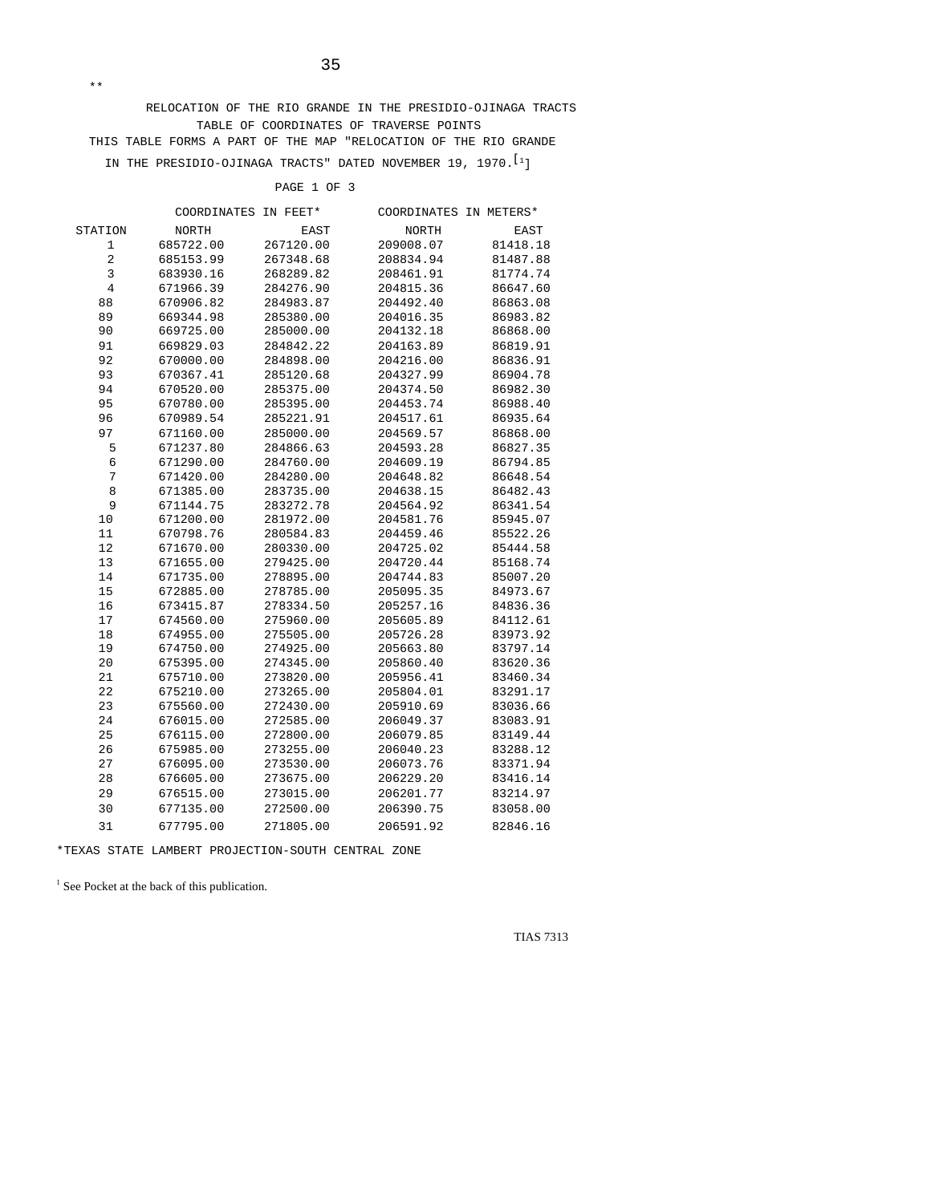\*\*

RELOCATION OF THE RIO GRANDE IN THE PRESIDIO-OJINAGA TRACTS
TABLE OF COORDINATES OF TRAVERSE POINTS
THIS TABLE FORMS A PART OF THE MAP "RELOCATION OF THE RIO GRANDE
IN THE PRESIDIO-OJINAGA TRACTS" DATED NOVEMBER 19, 1970.[1]

PAGE 1 OF 3

| | COORDINATES IN FEET* | | COORDINATES IN METERS* | |
|---|---|---|---|---|
| STATION | NORTH | EAST | NORTH | EAST |
| 1 | 685722.00 | 267120.00 | 209008.07 | 81418.18 |
| 2 | 685153.99 | 267348.68 | 208834.94 | 81487.88 |
| 3 | 683930.16 | 268289.82 | 208461.91 | 81774.74 |
| 4 | 671966.39 | 284276.90 | 204815.36 | 86647.60 |
| 88 | 670906.82 | 284983.87 | 204492.40 | 86863.08 |
| 89 | 669344.98 | 285380.00 | 204016.35 | 86983.82 |
| 90 | 669725.00 | 285000.00 | 204132.18 | 86868.00 |
| 91 | 669829.03 | 284842.22 | 204163.89 | 86819.91 |
| 92 | 670000.00 | 284898.00 | 204216.00 | 86836.91 |
| 93 | 670367.41 | 285120.68 | 204327.99 | 86904.78 |
| 94 | 670520.00 | 285375.00 | 204374.50 | 86982.30 |
| 95 | 670780.00 | 285395.00 | 204453.74 | 86988.40 |
| 96 | 670989.54 | 285221.91 | 204517.61 | 86935.64 |
| 97 | 671160.00 | 285000.00 | 204569.57 | 86868.00 |
| 5 | 671237.80 | 284866.63 | 204593.28 | 86827.35 |
| 6 | 671290.00 | 284760.00 | 204609.19 | 86794.85 |
| 7 | 671420.00 | 284280.00 | 204648.82 | 86648.54 |
| 8 | 671385.00 | 283735.00 | 204638.15 | 86482.43 |
| 9 | 671144.75 | 283272.78 | 204564.92 | 86341.54 |
| 10 | 671200.00 | 281972.00 | 204581.76 | 85945.07 |
| 11 | 670798.76 | 280584.83 | 204459.46 | 85522.26 |
| 12 | 671670.00 | 280330.00 | 204725.02 | 85444.58 |
| 13 | 671655.00 | 279425.00 | 204720.44 | 85168.74 |
| 14 | 671735.00 | 278895.00 | 204744.83 | 85007.20 |
| 15 | 672885.00 | 278785.00 | 205095.35 | 84973.67 |
| 16 | 673415.87 | 278334.50 | 205257.16 | 84836.36 |
| 17 | 674560.00 | 275960.00 | 205605.89 | 84112.61 |
| 18 | 674955.00 | 275505.00 | 205726.28 | 83973.92 |
| 19 | 674750.00 | 274925.00 | 205663.80 | 83797.14 |
| 20 | 675395.00 | 274345.00 | 205860.40 | 83620.36 |
| 21 | 675710.00 | 273820.00 | 205956.41 | 83460.34 |
| 22 | 675210.00 | 273265.00 | 205804.01 | 83291.17 |
| 23 | 675560.00 | 272430.00 | 205910.69 | 83036.66 |
| 24 | 676015.00 | 272585.00 | 206049.37 | 83083.91 |
| 25 | 676115.00 | 272800.00 | 206079.85 | 83149.44 |
| 26 | 675985.00 | 273255.00 | 206040.23 | 83288.12 |
| 27 | 676095.00 | 273530.00 | 206073.76 | 83371.94 |
| 28 | 676605.00 | 273675.00 | 206229.20 | 83416.14 |
| 29 | 676515.00 | 273015.00 | 206201.77 | 83214.97 |
| 30 | 677135.00 | 272500.00 | 206390.75 | 83058.00 |
| 31 | 677795.00 | 271805.00 | 206591.92 | 82846.16 |

\*TEXAS STATE LAMBERT PROJECTION-SOUTH CENTRAL ZONE

[1] See Pocket at the back of this publication.

TIAS 7313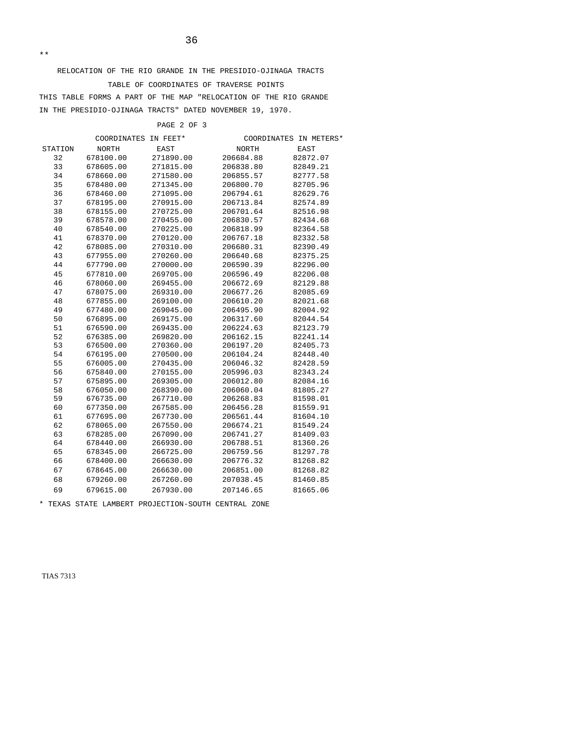**

RELOCATION OF THE RIO GRANDE IN THE PRESIDIO-OJINAGA TRACTS

TABLE OF COORDINATES OF TRAVERSE POINTS

THIS TABLE FORMS A PART OF THE MAP "RELOCATION OF THE RIO GRANDE IN THE PRESIDIO-OJINAGA TRACTS" DATED NOVEMBER 19, 1970.

PAGE 2 OF 3

| | COORDINATES IN FEET* | | COORDINATES IN METERS* | |
|---|---|---|---|---|
| STATION | NORTH | EAST | NORTH | EAST |
| 32 | 678100.00 | 271890.00 | 206684.88 | 82872.07 |
| 33 | 678605.00 | 271815.00 | 206838.80 | 82849.21 |
| 34 | 678660.00 | 271580.00 | 206855.57 | 82777.58 |
| 35 | 678480.00 | 271345.00 | 206800.70 | 82705.96 |
| 36 | 678460.00 | 271095.00 | 206794.61 | 82629.76 |
| 37 | 678195.00 | 270915.00 | 206713.84 | 82574.89 |
| 38 | 678155.00 | 270725.00 | 206701.64 | 82516.98 |
| 39 | 678578.00 | 270455.00 | 206830.57 | 82434.68 |
| 40 | 678540.00 | 270225.00 | 206818.99 | 82364.58 |
| 41 | 678370.00 | 270120.00 | 206767.18 | 82332.58 |
| 42 | 678085.00 | 270310.00 | 206680.31 | 82390.49 |
| 43 | 677955.00 | 270260.00 | 206640.68 | 82375.25 |
| 44 | 677790.00 | 270000.00 | 206590.39 | 82296.00 |
| 45 | 677810.00 | 269705.00 | 206596.49 | 82206.08 |
| 46 | 678060.00 | 269455.00 | 206672.69 | 82129.88 |
| 47 | 678075.00 | 269310.00 | 206677.26 | 82085.69 |
| 48 | 677855.00 | 269100.00 | 206610.20 | 82021.68 |
| 49 | 677480.00 | 269045.00 | 206495.90 | 82004.92 |
| 50 | 676895.00 | 269175.00 | 206317.60 | 82044.54 |
| 51 | 676590.00 | 269435.00 | 206224.63 | 82123.79 |
| 52 | 676385.00 | 269820.00 | 206162.15 | 82241.14 |
| 53 | 676500.00 | 270360.00 | 206197.20 | 82405.73 |
| 54 | 676195.00 | 270500.00 | 206104.24 | 82448.40 |
| 55 | 676005.00 | 270435.00 | 206046.32 | 82428.59 |
| 56 | 675840.00 | 270155.00 | 205996.03 | 82343.24 |
| 57 | 675895.00 | 269305.00 | 206012.80 | 82084.16 |
| 58 | 676050.00 | 268390.00 | 206060.04 | 81805.27 |
| 59 | 676735.00 | 267710.00 | 206268.83 | 81598.01 |
| 60 | 677350.00 | 267585.00 | 206456.28 | 81559.91 |
| 61 | 677695.00 | 267730.00 | 206561.44 | 81604.10 |
| 62 | 678065.00 | 267550.00 | 206674.21 | 81549.24 |
| 63 | 678285.00 | 267090.00 | 206741.27 | 81409.03 |
| 64 | 678440.00 | 266930.00 | 206788.51 | 81360.26 |
| 65 | 678345.00 | 266725.00 | 206759.56 | 81297.78 |
| 66 | 678400.00 | 266630.00 | 206776.32 | 81268.82 |
| 67 | 678645.00 | 266630.00 | 206851.00 | 81268.82 |
| 68 | 679260.00 | 267260.00 | 207038.45 | 81460.85 |
| 69 | 679615.00 | 267930.00 | 207146.65 | 81665.06 |

* TEXAS STATE LAMBERT PROJECTION-SOUTH CENTRAL ZONE

TIAS 7313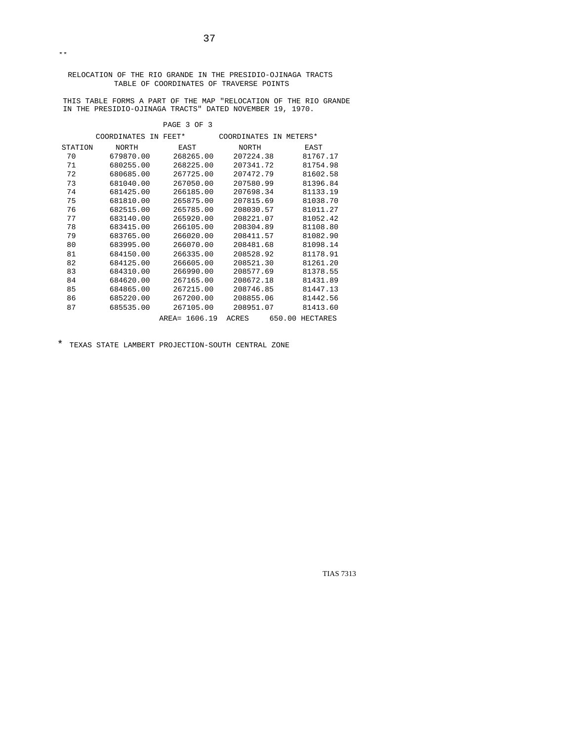\*\*

RELOCATION OF THE RIO GRANDE IN THE PRESIDIO-OJINAGA TRACTS
TABLE OF COORDINATES OF TRAVERSE POINTS

THIS TABLE FORMS A PART OF THE MAP "RELOCATION OF THE RIO GRANDE IN THE PRESIDIO-OJINAGA TRACTS" DATED NOVEMBER 19, 1970.

PAGE 3 OF 3

| | COORDINATES IN FEET* | | COORDINATES IN METERS* | |
|---|---|---|---|---|
| STATION | NORTH | EAST | NORTH | EAST |
| 70 | 679870.00 | 268265.00 | 207224.38 | 81767.17 |
| 71 | 680255.00 | 268225.00 | 207341.72 | 81754.98 |
| 72 | 680685.00 | 267725.00 | 207472.79 | 81602.58 |
| 73 | 681040.00 | 267050.00 | 207580.99 | 81396.84 |
| 74 | 681425.00 | 266185.00 | 207698.34 | 81133.19 |
| 75 | 681810.00 | 265875.00 | 207815.69 | 81038.70 |
| 76 | 682515.00 | 265785.00 | 208030.57 | 81011.27 |
| 77 | 683140.00 | 265920.00 | 208221.07 | 81052.42 |
| 78 | 683415.00 | 266105.00 | 208304.89 | 81108.80 |
| 79 | 683765.00 | 266020.00 | 208411.57 | 81082.90 |
| 80 | 683995.00 | 266070.00 | 208481.68 | 81098.14 |
| 81 | 684150.00 | 266335.00 | 208528.92 | 81178.91 |
| 82 | 684125.00 | 266605.00 | 208521.30 | 81261.20 |
| 83 | 684310.00 | 266990.00 | 208577.69 | 81378.55 |
| 84 | 684620.00 | 267165.00 | 208672.18 | 81431.89 |
| 85 | 684865.00 | 267215.00 | 208746.85 | 81447.13 |
| 86 | 685220.00 | 267200.00 | 208855.06 | 81442.56 |
| 87 | 685535.00 | 267105.00 | 208951.07 | 81413.60 |

AREA= 1606.19 ACRES 650.00 HECTARES

\* TEXAS STATE LAMBERT PROJECTION-SOUTH CENTRAL ZONE

TIAS 7313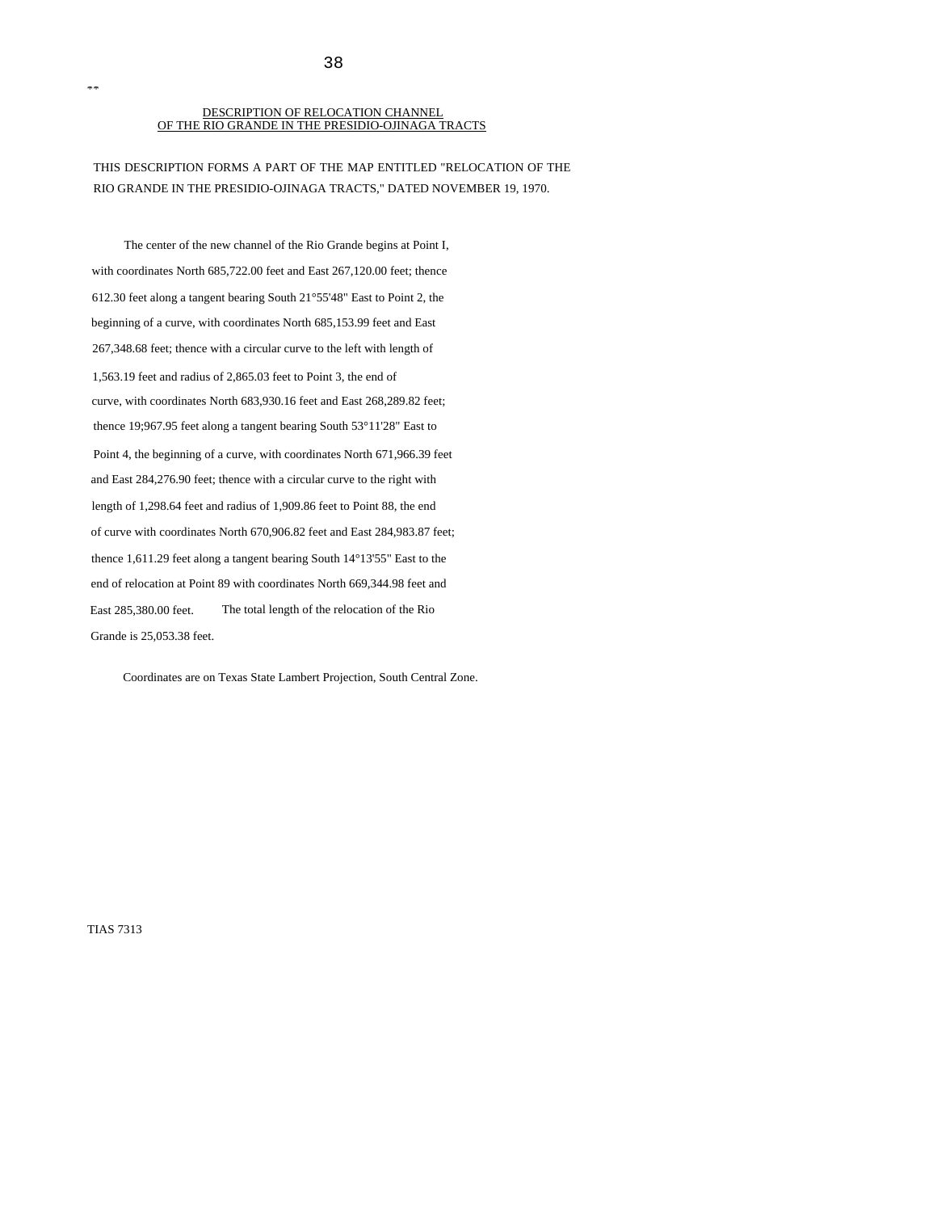## DESCRIPTION OF RELOCATION CHANNEL OF THE RIO GRANDE IN THE PRESIDIO-OJINAGA TRACTS

THIS DESCRIPTION FORMS A PART OF THE MAP ENTITLED "RELOCATION OF THE RIO GRANDE IN THE PRESIDIO-OJINAGA TRACTS," DATED NOVEMBER 19, 1970.

The center of the new channel of the Rio Grande begins at Point I, with coordinates North 685,722.00 feet and East 267,120.00 feet; thence 612.30 feet along a tangent bearing South 21°55'48" East to Point 2, the beginning of a curve, with coordinates North 685,153.99 feet and East 267,348.68 feet; thence with a circular curve to the left with length of 1,563.19 feet and radius of 2,865.03 feet to Point 3, the end of curve, with coordinates North 683,930.16 feet and East 268,289.82 feet; thence 19;967.95 feet along a tangent bearing South 53°11'28" East to Point 4, the beginning of a curve, with coordinates North 671,966.39 feet and East 284,276.90 feet; thence with a circular curve to the right with length of 1,298.64 feet and radius of 1,909.86 feet to Point 88, the end of curve with coordinates North 670,906.82 feet and East 284,983.87 feet; thence 1,611.29 feet along a tangent bearing South 14°13'55" East to the end of relocation at Point 89 with coordinates North 669,344.98 feet and East 285,380.00 feet. The total length of the relocation of the Rio Grande is 25,053.38 feet.

Coordinates are on Texas State Lambert Projection, South Central Zone.

TIAS 7313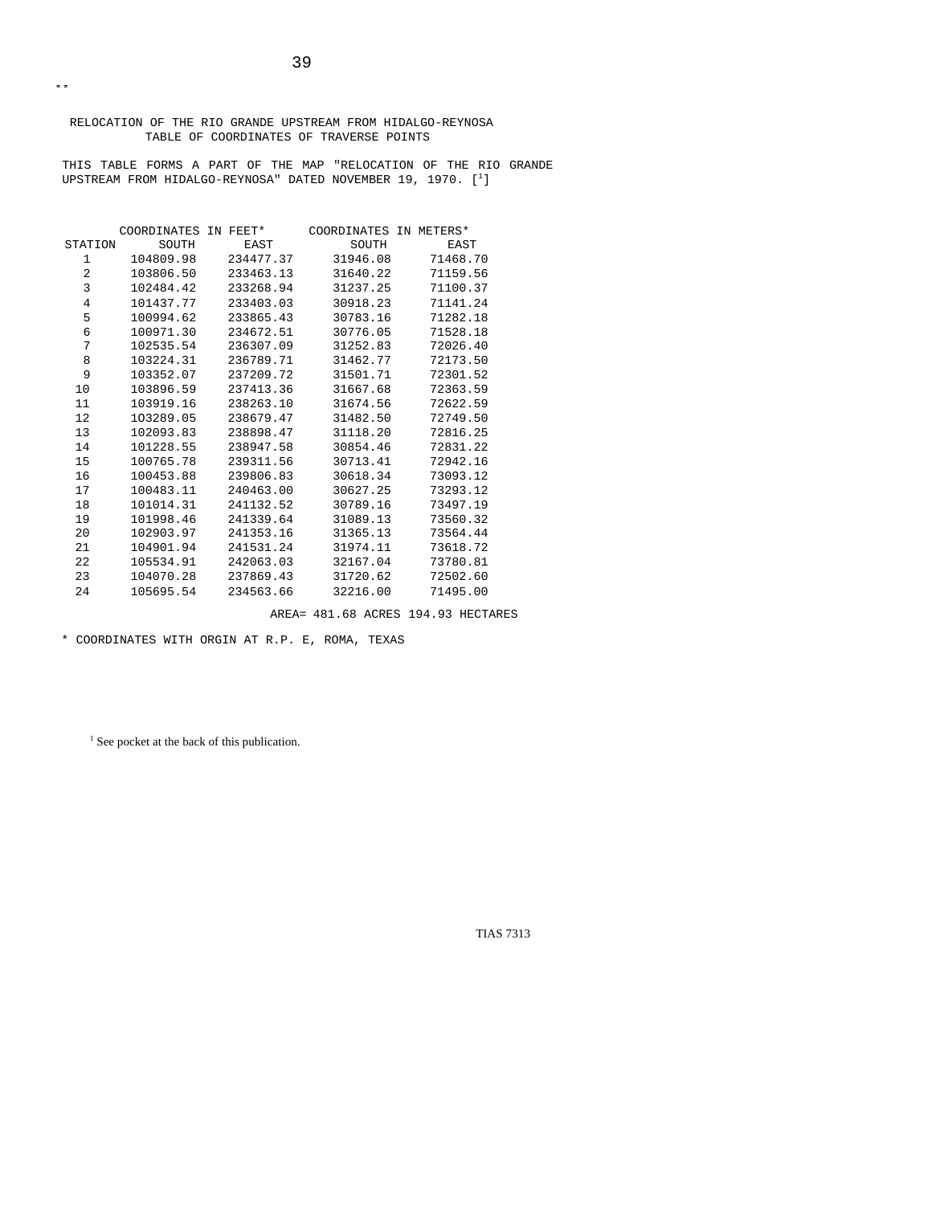\*\*

## RELOCATION OF THE RIO GRANDE UPSTREAM FROM HIDALGO-REYNOSA
### TABLE OF COORDINATES OF TRAVERSE POINTS

THIS TABLE FORMS A PART OF THE MAP "RELOCATION OF THE RIO GRANDE UPSTREAM FROM HIDALGO-REYNOSA" DATED NOVEMBER 19, 1970. [1]

| | COORDINATES IN FEET* | | COORDINATES IN METERS* | |
|---|---|---|---|---|
| STATION | SOUTH | EAST | SOUTH | EAST |
| 1 | 104809.98 | 234477.37 | 31946.08 | 71468.70 |
| 2 | 103806.50 | 233463.13 | 31640.22 | 71159.56 |
| 3 | 102484.42 | 233268.94 | 31237.25 | 71100.37 |
| 4 | 101437.77 | 233403.03 | 30918.23 | 71141.24 |
| 5 | 100994.62 | 233865.43 | 30783.16 | 71282.18 |
| 6 | 100971.30 | 234672.51 | 30776.05 | 71528.18 |
| 7 | 102535.54 | 236307.09 | 31252.83 | 72026.40 |
| 8 | 103224.31 | 236789.71 | 31462.77 | 72173.50 |
| 9 | 103352.07 | 237209.72 | 31501.71 | 72301.52 |
| 10 | 103896.59 | 237413.36 | 31667.68 | 72363.59 |
| 11 | 103919.16 | 238263.10 | 31674.56 | 72622.59 |
| 12 | 1O3289.05 | 238679.47 | 31482.50 | 72749.50 |
| 13 | 102093.83 | 238898.47 | 31118.20 | 72816.25 |
| 14 | 101228.55 | 238947.58 | 30854.46 | 72831.22 |
| 15 | 100765.78 | 239311.56 | 30713.41 | 72942.16 |
| 16 | 100453.88 | 239806.83 | 30618.34 | 73093.12 |
| 17 | 100483.11 | 240463.00 | 30627.25 | 73293.12 |
| 18 | 101014.31 | 241132.52 | 30789.16 | 73497.19 |
| 19 | 101998.46 | 241339.64 | 31089.13 | 73560.32 |
| 20 | 102903.97 | 241353.16 | 31365.13 | 73564.44 |
| 21 | 104901.94 | 241531.24 | 31974.11 | 73618.72 |
| 22 | 105534.91 | 242063.03 | 32167.04 | 73780.81 |
| 23 | 104070.28 | 237869.43 | 31720.62 | 72502.60 |
| 24 | 105695.54 | 234563.66 | 32216.00 | 71495.00 |

AREA= 481.68 ACRES 194.93 HECTARES

\* COORDINATES WITH ORGIN AT R.P. E, ROMA, TEXAS

[1] See pocket at the back of this publication.

TIAS 7313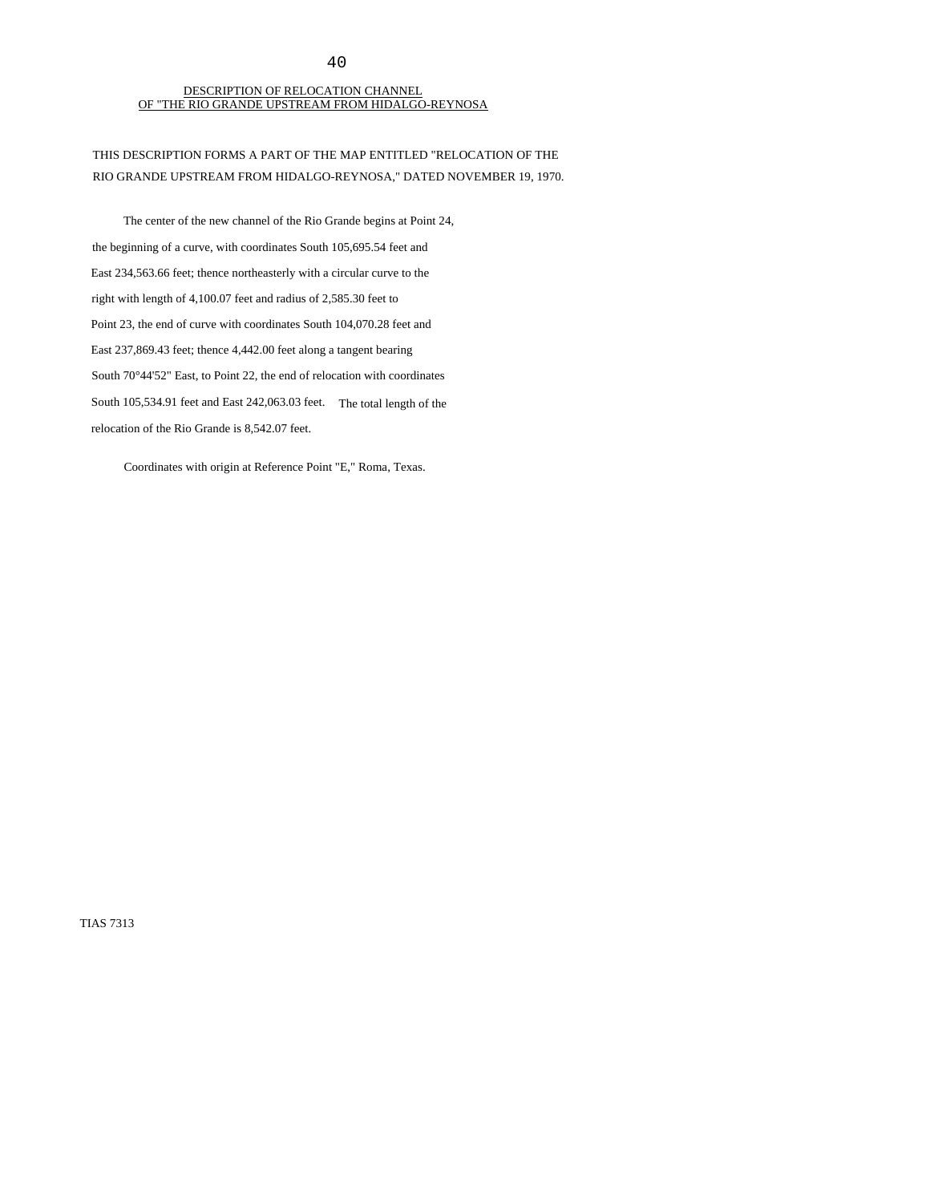## DESCRIPTION OF RELOCATION CHANNEL OF "THE RIO GRANDE UPSTREAM FROM HIDALGO-REYNOSA

THIS DESCRIPTION FORMS A PART OF THE MAP ENTITLED "RELOCATION OF THE RIO GRANDE UPSTREAM FROM HIDALGO-REYNOSA," DATED NOVEMBER 19, 1970.

The center of the new channel of the Rio Grande begins at Point 24, the beginning of a curve, with coordinates South 105,695.54 feet and East 234,563.66 feet; thence northeasterly with a circular curve to the right with length of 4,100.07 feet and radius of 2,585.30 feet to Point 23, the end of curve with coordinates South 104,070.28 feet and East 237,869.43 feet; thence 4,442.00 feet along a tangent bearing South 70°44'52" East, to Point 22, the end of relocation with coordinates South 105,534.91 feet and East 242,063.03 feet. The total length of the relocation of the Rio Grande is 8,542.07 feet.

Coordinates with origin at Reference Point "E," Roma, Texas.

TIAS 7313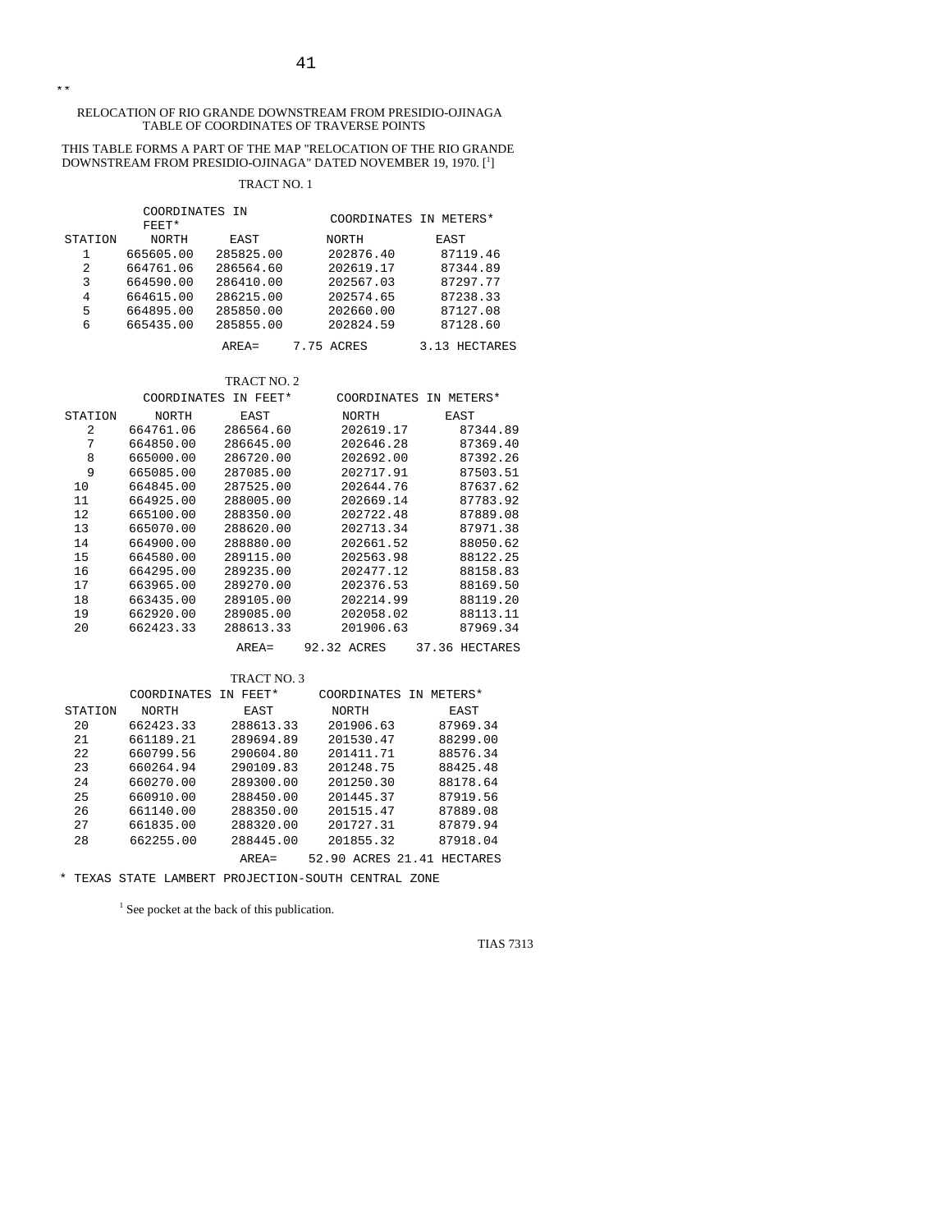\*\*

RELOCATION OF RIO GRANDE DOWNSTREAM FROM PRESIDIO-OJINAGA
TABLE OF COORDINATES OF TRAVERSE POINTS

THIS TABLE FORMS A PART OF THE MAP "RELOCATION OF THE RIO GRANDE DOWNSTREAM FROM PRESIDIO-OJINAGA" DATED NOVEMBER 19, 1970. [1]

TRACT NO. 1

| | COORDINATES IN FEET* | | COORDINATES IN METERS* | |
|---|---|---|---|---|
| STATION | NORTH | EAST | NORTH | EAST |
| 1 | 665605.00 | 285825.00 | 202876.40 | 87119.46 |
| 2 | 664761.06 | 286564.60 | 202619.17 | 87344.89 |
| 3 | 664590.00 | 286410.00 | 202567.03 | 87297.77 |
| 4 | 664615.00 | 286215.00 | 202574.65 | 87238.33 |
| 5 | 664895.00 | 285850.00 | 202660.00 | 87127.08 |
| 6 | 665435.00 | 285855.00 | 202824.59 | 87128.60 |
| | | AREA= | 7.75 ACRES | 3.13 HECTARES |

TRACT NO. 2

| | COORDINATES IN FEET* | | COORDINATES IN METERS* | |
|---|---|---|---|---|
| STATION | NORTH | EAST | NORTH | EAST |
| 2 | 664761.06 | 286564.60 | 202619.17 | 87344.89 |
| 7 | 664850.00 | 286645.00 | 202646.28 | 87369.40 |
| 8 | 665000.00 | 286720.00 | 202692.00 | 87392.26 |
| 9 | 665085.00 | 287085.00 | 202717.91 | 87503.51 |
| 10 | 664845.00 | 287525.00 | 202644.76 | 87637.62 |
| 11 | 664925.00 | 288005.00 | 202669.14 | 87783.92 |
| 12 | 665100.00 | 288350.00 | 202722.48 | 87889.08 |
| 13 | 665070.00 | 288620.00 | 202713.34 | 87971.38 |
| 14 | 664900.00 | 288880.00 | 202661.52 | 88050.62 |
| 15 | 664580.00 | 289115.00 | 202563.98 | 88122.25 |
| 16 | 664295.00 | 289235.00 | 202477.12 | 88158.83 |
| 17 | 663965.00 | 289270.00 | 202376.53 | 88169.50 |
| 18 | 663435.00 | 289105.00 | 202214.99 | 88119.20 |
| 19 | 662920.00 | 289085.00 | 202058.02 | 88113.11 |
| 20 | 662423.33 | 288613.33 | 201906.63 | 87969.34 |
| | | AREA= | 92.32 ACRES | 37.36 HECTARES |

TRACT NO. 3

| | COORDINATES IN FEET* | | COORDINATES IN METERS* | |
|---|---|---|---|---|
| STATION | NORTH | EAST | NORTH | EAST |
| 20 | 662423.33 | 288613.33 | 201906.63 | 87969.34 |
| 21 | 661189.21 | 289694.89 | 201530.47 | 88299.00 |
| 22 | 660799.56 | 290604.80 | 201411.71 | 88576.34 |
| 23 | 660264.94 | 290109.83 | 201248.75 | 88425.48 |
| 24 | 660270.00 | 289300.00 | 201250.30 | 88178.64 |
| 25 | 660910.00 | 288450.00 | 201445.37 | 87919.56 |
| 26 | 661140.00 | 288350.00 | 201515.47 | 87889.08 |
| 27 | 661835.00 | 288320.00 | 201727.31 | 87879.94 |
| 28 | 662255.00 | 288445.00 | 201855.32 | 87918.04 |
| | | AREA= | 52.90 ACRES | 21.41 HECTARES |

\* TEXAS STATE LAMBERT PROJECTION-SOUTH CENTRAL ZONE

[1] See pocket at the back of this publication.

TIAS 7313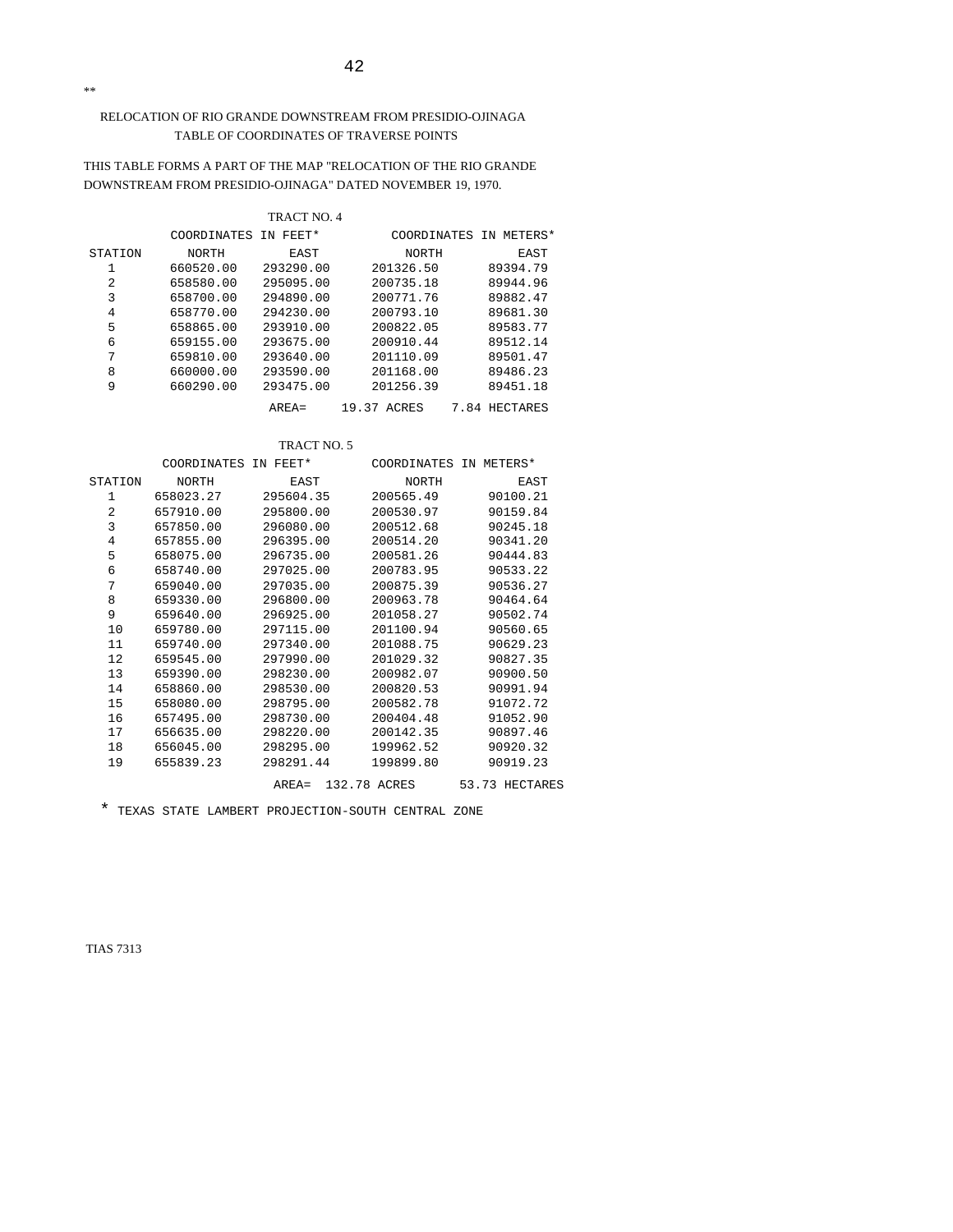**

RELOCATION OF RIO GRANDE DOWNSTREAM FROM PRESIDIO-OJINAGA
TABLE OF COORDINATES OF TRAVERSE POINTS

THIS TABLE FORMS A PART OF THE MAP "RELOCATION OF THE RIO GRANDE DOWNSTREAM FROM PRESIDIO-OJINAGA" DATED NOVEMBER 19, 1970.

TRACT NO. 4

| | COORDINATES IN FEET* | | COORDINATES IN METERS* | |
|---|---|---|---|---|
| STATION | NORTH | EAST | NORTH | EAST |
| 1 | 660520.00 | 293290.00 | 201326.50 | 89394.79 |
| 2 | 658580.00 | 295095.00 | 200735.18 | 89944.96 |
| 3 | 658700.00 | 294890.00 | 200771.76 | 89882.47 |
| 4 | 658770.00 | 294230.00 | 200793.10 | 89681.30 |
| 5 | 658865.00 | 293910.00 | 200822.05 | 89583.77 |
| 6 | 659155.00 | 293675.00 | 200910.44 | 89512.14 |
| 7 | 659810.00 | 293640.00 | 201110.09 | 89501.47 |
| 8 | 660000.00 | 293590.00 | 201168.00 | 89486.23 |
| 9 | 660290.00 | 293475.00 | 201256.39 | 89451.18 |
| | | AREA= | 19.37 ACRES | 7.84 HECTARES |

TRACT NO. 5

| | COORDINATES IN FEET* | | COORDINATES IN METERS* | |
|---|---|---|---|---|
| STATION | NORTH | EAST | NORTH | EAST |
| 1 | 658023.27 | 295604.35 | 200565.49 | 90100.21 |
| 2 | 657910.00 | 295800.00 | 200530.97 | 90159.84 |
| 3 | 657850.00 | 296080.00 | 200512.68 | 90245.18 |
| 4 | 657855.00 | 296395.00 | 200514.20 | 90341.20 |
| 5 | 658075.00 | 296735.00 | 200581.26 | 90444.83 |
| 6 | 658740.00 | 297025.00 | 200783.95 | 90533.22 |
| 7 | 659040.00 | 297035.00 | 200875.39 | 90536.27 |
| 8 | 659330.00 | 296800.00 | 200963.78 | 90464.64 |
| 9 | 659640.00 | 296925.00 | 201058.27 | 90502.74 |
| 10 | 659780.00 | 297115.00 | 201100.94 | 90560.65 |
| 11 | 659740.00 | 297340.00 | 201088.75 | 90629.23 |
| 12 | 659545.00 | 297990.00 | 201029.32 | 90827.35 |
| 13 | 659390.00 | 298230.00 | 200982.07 | 90900.50 |
| 14 | 658860.00 | 298530.00 | 200820.53 | 90991.94 |
| 15 | 658080.00 | 298795.00 | 200582.78 | 91072.72 |
| 16 | 657495.00 | 298730.00 | 200404.48 | 91052.90 |
| 17 | 656635.00 | 298220.00 | 200142.35 | 90897.46 |
| 18 | 656045.00 | 298295.00 | 199962.52 | 90920.32 |
| 19 | 655839.23 | 298291.44 | 199899.80 | 90919.23 |
| | | AREA= | 132.78 ACRES | 53.73 HECTARES |

\* TEXAS STATE LAMBERT PROJECTION-SOUTH CENTRAL ZONE

TIAS 7313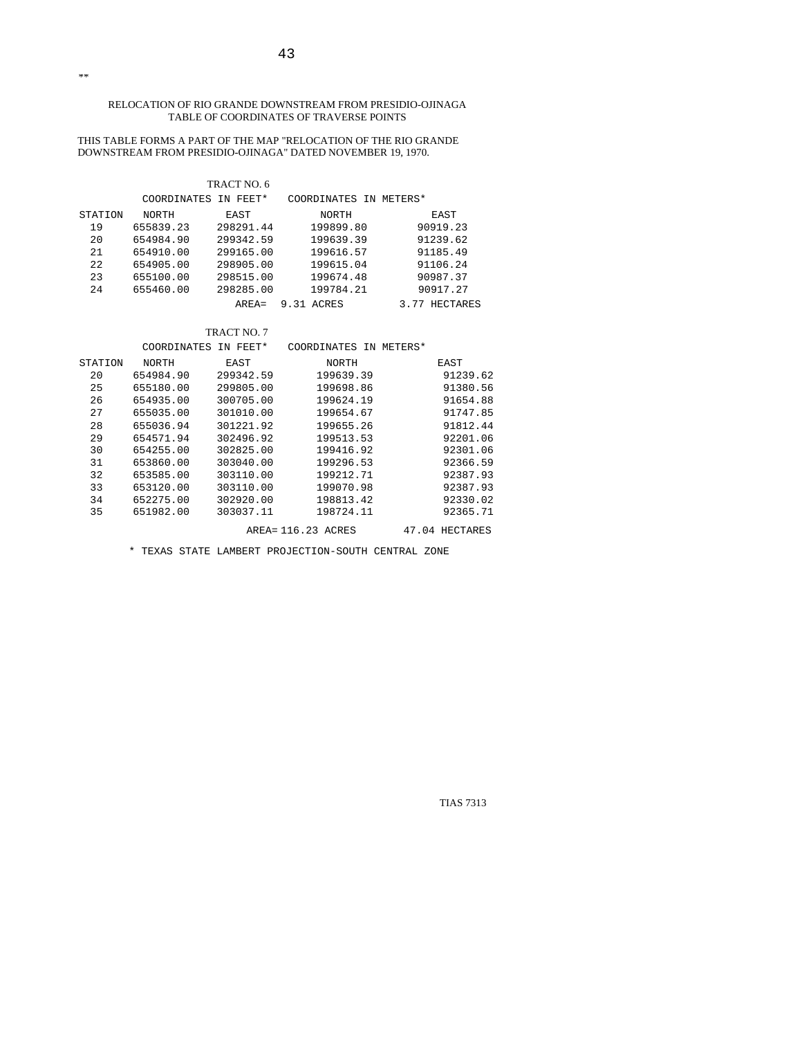**

RELOCATION OF RIO GRANDE DOWNSTREAM FROM PRESIDIO-OJINAGA
TABLE OF COORDINATES OF TRAVERSE POINTS

THIS TABLE FORMS A PART OF THE MAP "RELOCATION OF THE RIO GRANDE DOWNSTREAM FROM PRESIDIO-OJINAGA" DATED NOVEMBER 19, 1970.

TRACT NO. 6

| | COORDINATES IN FEET* | | COORDINATES IN METERS* | |
|---|---|---|---|---|
| STATION | NORTH | EAST | NORTH | EAST |
| 19 | 655839.23 | 298291.44 | 199899.80 | 90919.23 |
| 20 | 654984.90 | 299342.59 | 199639.39 | 91239.62 |
| 21 | 654910.00 | 299165.00 | 199616.57 | 91185.49 |
| 22 | 654905.00 | 298905.00 | 199615.04 | 91106.24 |
| 23 | 655100.00 | 298515.00 | 199674.48 | 90987.37 |
| 24 | 655460.00 | 298285.00 | 199784.21 | 90917.27 |
| | | AREA= | 9.31 ACRES | 3.77 HECTARES |

TRACT NO. 7

| | COORDINATES IN FEET* | | COORDINATES IN METERS* | |
|---|---|---|---|---|
| STATION | NORTH | EAST | NORTH | EAST |
| 20 | 654984.90 | 299342.59 | 199639.39 | 91239.62 |
| 25 | 655180.00 | 299805.00 | 199698.86 | 91380.56 |
| 26 | 654935.00 | 300705.00 | 199624.19 | 91654.88 |
| 27 | 655035.00 | 301010.00 | 199654.67 | 91747.85 |
| 28 | 655036.94 | 301221.92 | 199655.26 | 91812.44 |
| 29 | 654571.94 | 302496.92 | 199513.53 | 92201.06 |
| 30 | 654255.00 | 302825.00 | 199416.92 | 92301.06 |
| 31 | 653860.00 | 303040.00 | 199296.53 | 92366.59 |
| 32 | 653585.00 | 303110.00 | 199212.71 | 92387.93 |
| 33 | 653120.00 | 303110.00 | 199070.98 | 92387.93 |
| 34 | 652275.00 | 302920.00 | 198813.42 | 92330.02 |
| 35 | 651982.00 | 303037.11 | 198724.11 | 92365.71 |
| | | | AREA= 116.23 ACRES | 47.04 HECTARES |

\* TEXAS STATE LAMBERT PROJECTION-SOUTH CENTRAL ZONE

TIAS 7313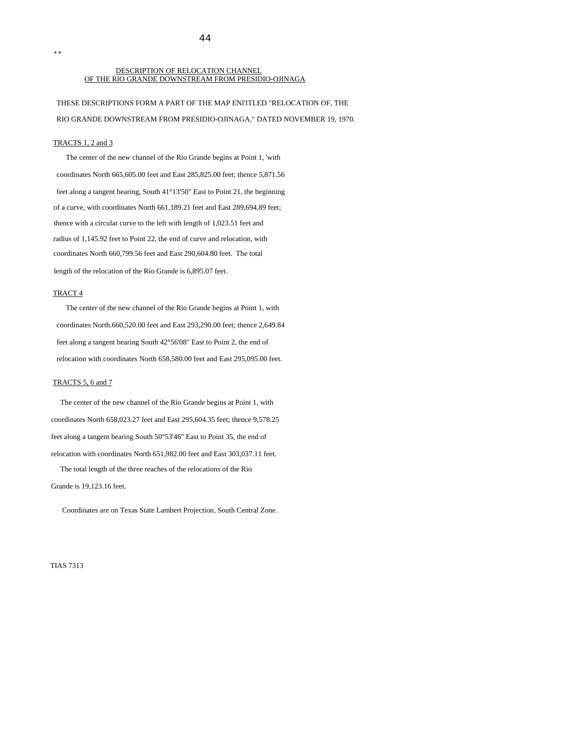\* \*

## DESCRIPTION OF RELOCATION CHANNEL OF THE RIO GRANDE DOWNSTREAM FROM PRESIDIO-OJINAGA

THESE DESCRIPTIONS FORM A PART OF THE MAP ENlITLED "RELOCATION OF, THE RIO GRANDE DOWNSTREAM FROM PRESIDIO-OJINAGA," DATED NOVEMBER 19, 1970.

### TRACTS 1, 2 and 3

The center of the new channel of the Rio Grande begins at Point 1, 'with coordinates North 665,605.00 feet and East 285,825.00 feet; thence 5,871.56 feet along a tangent bearing, South 41°13'50" East to Point 21, the beginning of a curve, with coordinates North 661,189.21 feet and East 289,694.89 feet; thence with a circular curve to the left with length of 1,023.51 feet and radius of 1,145.92 feet to Point 22, the end of curve and relocation, with coordinates North 660,799.56 feet and East 290,604.80 feet. The total length of the relocation of the Rio Grande is 6,895.07 feet.

### TRACT 4

The center of the new channel of the Rio Grande begins at Point 1, with coordinates North.660,520.00 feet and East 293,290.00 feet; thence 2,649.84 feet along a tangent bearing South 42°56'08" East to Point 2, the end of relocation with coordinates North 658,580.00 feet and East 295,095.00 feet.

### TRACTS 5, 6 and 7

The center of the new channel of the Rio Grande begins at Point 1, with coordinates North 658,023.27 feet and East 295,604.35 feet; thence 9,578.25 feet along a tangent bearing South 50°53'46" East to Point 35, the end of relocation with coordinates North 651,982.00 feet and East 303,037.11 feet.

The total length of the three reaches of the relocations of the Rio Grande is 19,123.16 feet.

Coordinates are on Texas State Lambert Projection, South Central Zone.

TIAS 7313